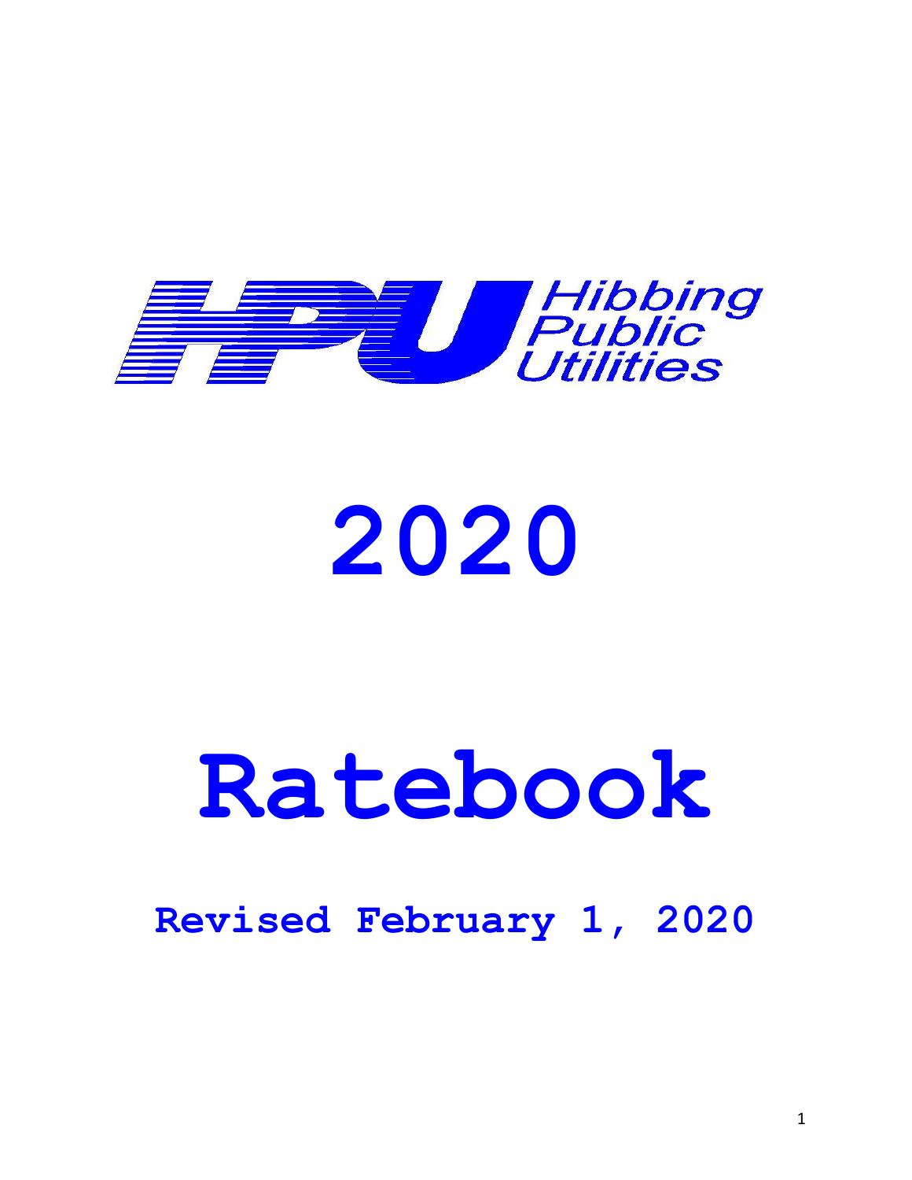HPU Hibbing Public Utilities

# 2020

# Ratebook

## Revised February 1, 2020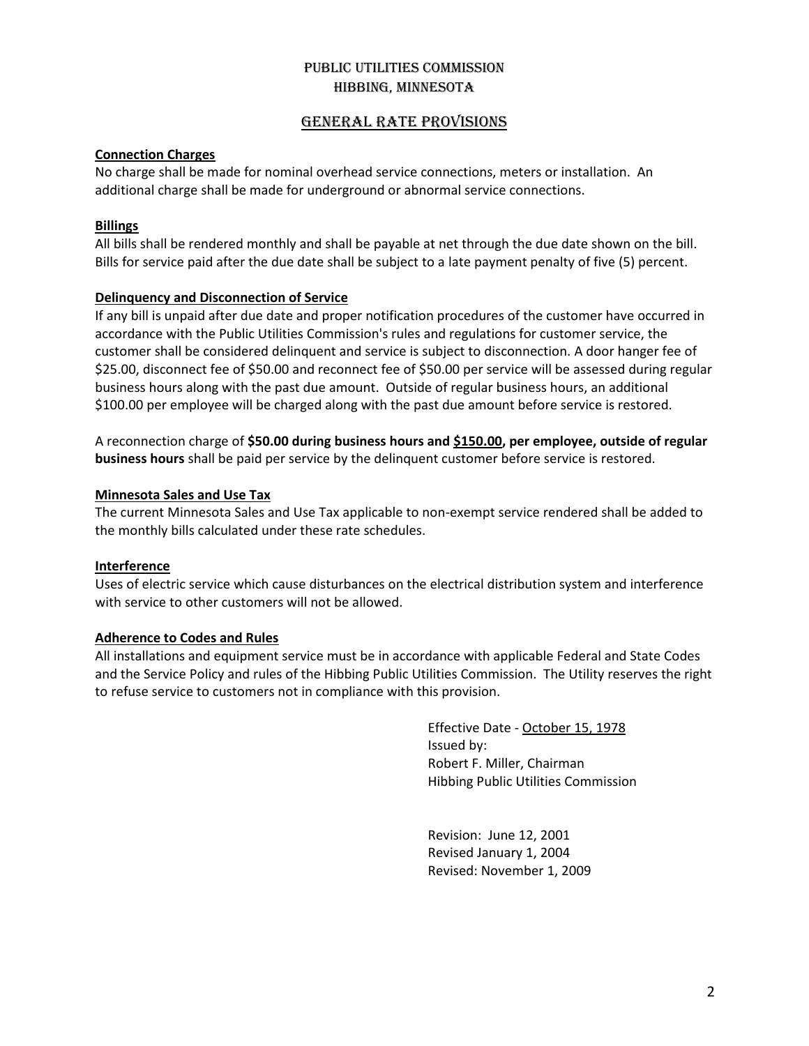# PUBLIC UTILITIES COMMISSION
# HIBBING, MINNESOTA

## GENERAL RATE PROVISIONS

**Connection Charges**
No charge shall be made for nominal overhead service connections, meters or installation. An additional charge shall be made for underground or abnormal service connections.

**Billings**
All bills shall be rendered monthly and shall be payable at net through the due date shown on the bill. Bills for service paid after the due date shall be subject to a late payment penalty of five (5) percent.

**Delinquency and Disconnection of Service**
If any bill is unpaid after due date and proper notification procedures of the customer have occurred in accordance with the Public Utilities Commission's rules and regulations for customer service, the customer shall be considered delinquent and service is subject to disconnection. A door hanger fee of $25.00, disconnect fee of $50.00 and reconnect fee of $50.00 per service will be assessed during regular business hours along with the past due amount. Outside of regular business hours, an additional $100.00 per employee will be charged along with the past due amount before service is restored.

A reconnection charge of **$50.00 during business hours and $150.00, per employee, outside of regular business hours** shall be paid per service by the delinquent customer before service is restored.

**Minnesota Sales and Use Tax**
The current Minnesota Sales and Use Tax applicable to non-exempt service rendered shall be added to the monthly bills calculated under these rate schedules.

**Interference**
Uses of electric service which cause disturbances on the electrical distribution system and interference with service to other customers will not be allowed.

**Adherence to Codes and Rules**
All installations and equipment service must be in accordance with applicable Federal and State Codes and the Service Policy and rules of the Hibbing Public Utilities Commission. The Utility reserves the right to refuse service to customers not in compliance with this provision.

Effective Date - October 15, 1978
Issued by:
Robert F. Miller, Chairman
Hibbing Public Utilities Commission

Revision: June 12, 2001
Revised January 1, 2004
Revised: November 1, 2009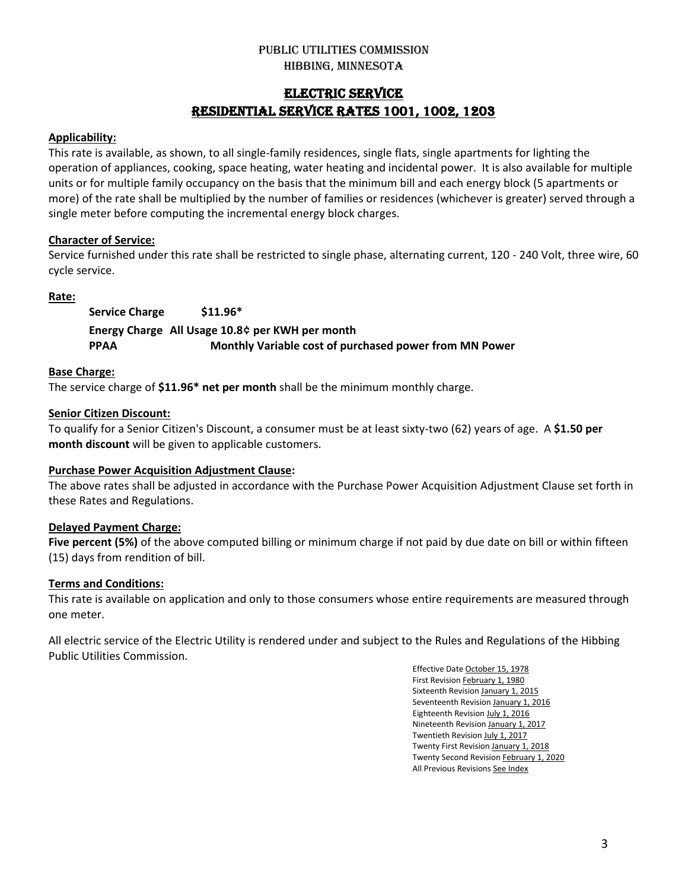PUBLIC UTILITIES COMMISSION

HIBBING, MINNESOTA

# ELECTRIC SERVICE

# RESIDENTIAL SERVICE RATES 1001, 1002, 1203

**Applicability:**

This rate is available, as shown, to all single-family residences, single flats, single apartments for lighting the operation of appliances, cooking, space heating, water heating and incidental power. It is also available for multiple units or for multiple family occupancy on the basis that the minimum bill and each energy block (5 apartments or more) of the rate shall be multiplied by the number of families or residences (whichever is greater) served through a single meter before computing the incremental energy block charges.

**Character of Service:**

Service furnished under this rate shall be restricted to single phase, alternating current, 120 - 240 Volt, three wire, 60 cycle service.

**Rate:**

**Service Charge $11.96***

**Energy Charge All Usage 10.8¢ per KWH per month**

**PPAA Monthly Variable cost of purchased power from MN Power**

**Base Charge:**

The service charge of **$11.96* net per month** shall be the minimum monthly charge.

**Senior Citizen Discount:**

To qualify for a Senior Citizen's Discount, a consumer must be at least sixty-two (62) years of age. A **$1.50 per month discount** will be given to applicable customers.

**Purchase Power Acquisition Adjustment Clause:**

The above rates shall be adjusted in accordance with the Purchase Power Acquisition Adjustment Clause set forth in these Rates and Regulations.

**Delayed Payment Charge:**

**Five percent (5%)** of the above computed billing or minimum charge if not paid by due date on bill or within fifteen (15) days from rendition of bill.

**Terms and Conditions:**

This rate is available on application and only to those consumers whose entire requirements are measured through one meter.

All electric service of the Electric Utility is rendered under and subject to the Rules and Regulations of the Hibbing Public Utilities Commission.

Effective Date October 15, 1978
First Revision February 1, 1980
Sixteenth Revision January 1, 2015
Seventeenth Revision January 1, 2016
Eighteenth Revision July 1, 2016
Nineteenth Revision January 1, 2017
Twentieth Revision July 1, 2017
Twenty First Revision January 1, 2018
Twenty Second Revision February 1, 2020
All Previous Revisions See Index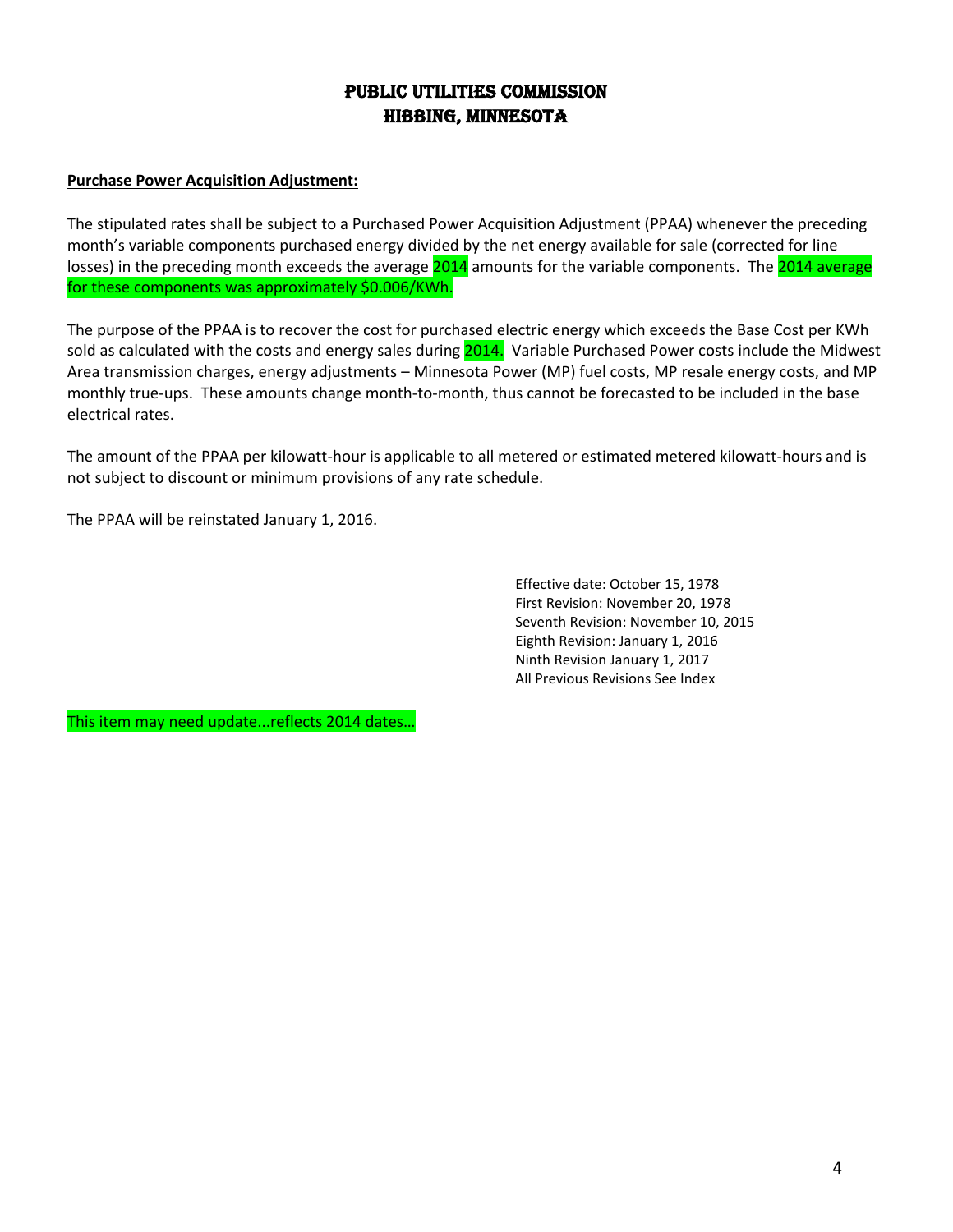# PUBLIC UTILITIES COMMISSION
# HIBBING, MINNESOTA

**Purchase Power Acquisition Adjustment:**

The stipulated rates shall be subject to a Purchased Power Acquisition Adjustment (PPAA) whenever the preceding month's variable components purchased energy divided by the net energy available for sale (corrected for line losses) in the preceding month exceeds the average 2014 amounts for the variable components. The 2014 average for these components was approximately $0.006/KWh.

The purpose of the PPAA is to recover the cost for purchased electric energy which exceeds the Base Cost per KWh sold as calculated with the costs and energy sales during 2014. Variable Purchased Power costs include the Midwest Area transmission charges, energy adjustments – Minnesota Power (MP) fuel costs, MP resale energy costs, and MP monthly true-ups. These amounts change month-to-month, thus cannot be forecasted to be included in the base electrical rates.

The amount of the PPAA per kilowatt-hour is applicable to all metered or estimated metered kilowatt-hours and is not subject to discount or minimum provisions of any rate schedule.

The PPAA will be reinstated January 1, 2016.

Effective date: October 15, 1978
First Revision: November 20, 1978
Seventh Revision: November 10, 2015
Eighth Revision: January 1, 2016
Ninth Revision January 1, 2017
All Previous Revisions See Index

This item may need update...reflects 2014 dates…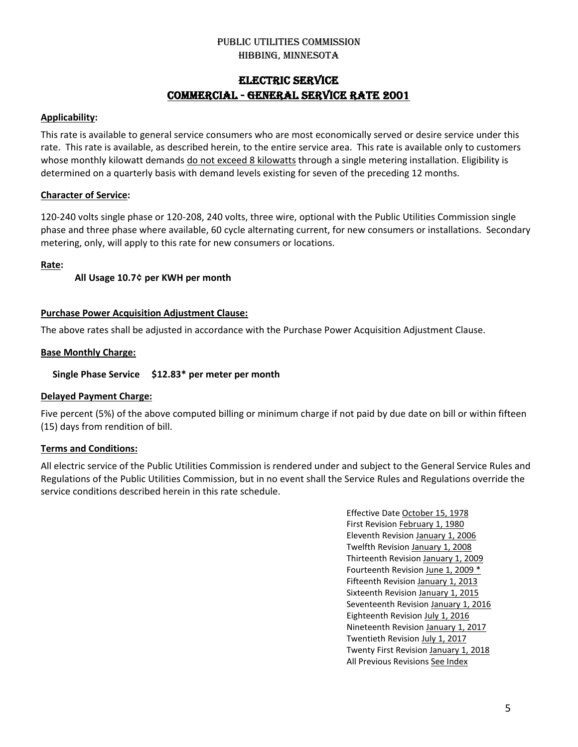PUBLIC UTILITIES COMMISSION
HIBBING, MINNESOTA

# ELECTRIC SERVICE
# COMMERCIAL - GENERAL SERVICE RATE 2001

**Applicability:**

This rate is available to general service consumers who are most economically served or desire service under this rate. This rate is available, as described herein, to the entire service area. This rate is available only to customers whose monthly kilowatt demands do not exceed 8 kilowatts through a single metering installation. Eligibility is determined on a quarterly basis with demand levels existing for seven of the preceding 12 months.

**Character of Service:**

120-240 volts single phase or 120-208, 240 volts, three wire, optional with the Public Utilities Commission single phase and three phase where available, 60 cycle alternating current, for new consumers or installations. Secondary metering, only, will apply to this rate for new consumers or locations.

**Rate:**

**All Usage 10.7¢ per KWH per month**

**Purchase Power Acquisition Adjustment Clause:**

The above rates shall be adjusted in accordance with the Purchase Power Acquisition Adjustment Clause.

**Base Monthly Charge:**

**Single Phase Service $12.83* per meter per month**

**Delayed Payment Charge:**

Five percent (5%) of the above computed billing or minimum charge if not paid by due date on bill or within fifteen (15) days from rendition of bill.

**Terms and Conditions:**

All electric service of the Public Utilities Commission is rendered under and subject to the General Service Rules and Regulations of the Public Utilities Commission, but in no event shall the Service Rules and Regulations override the service conditions described herein in this rate schedule.

Effective Date October 15, 1978
First Revision February 1, 1980
Eleventh Revision January 1, 2006
Twelfth Revision January 1, 2008
Thirteenth Revision January 1, 2009
Fourteenth Revision June 1, 2009 *
Fifteenth Revision January 1, 2013
Sixteenth Revision January 1, 2015
Seventeenth Revision January 1, 2016
Eighteenth Revision July 1, 2016
Nineteenth Revision January 1, 2017
Twentieth Revision July 1, 2017
Twenty First Revision January 1, 2018
All Previous Revisions See Index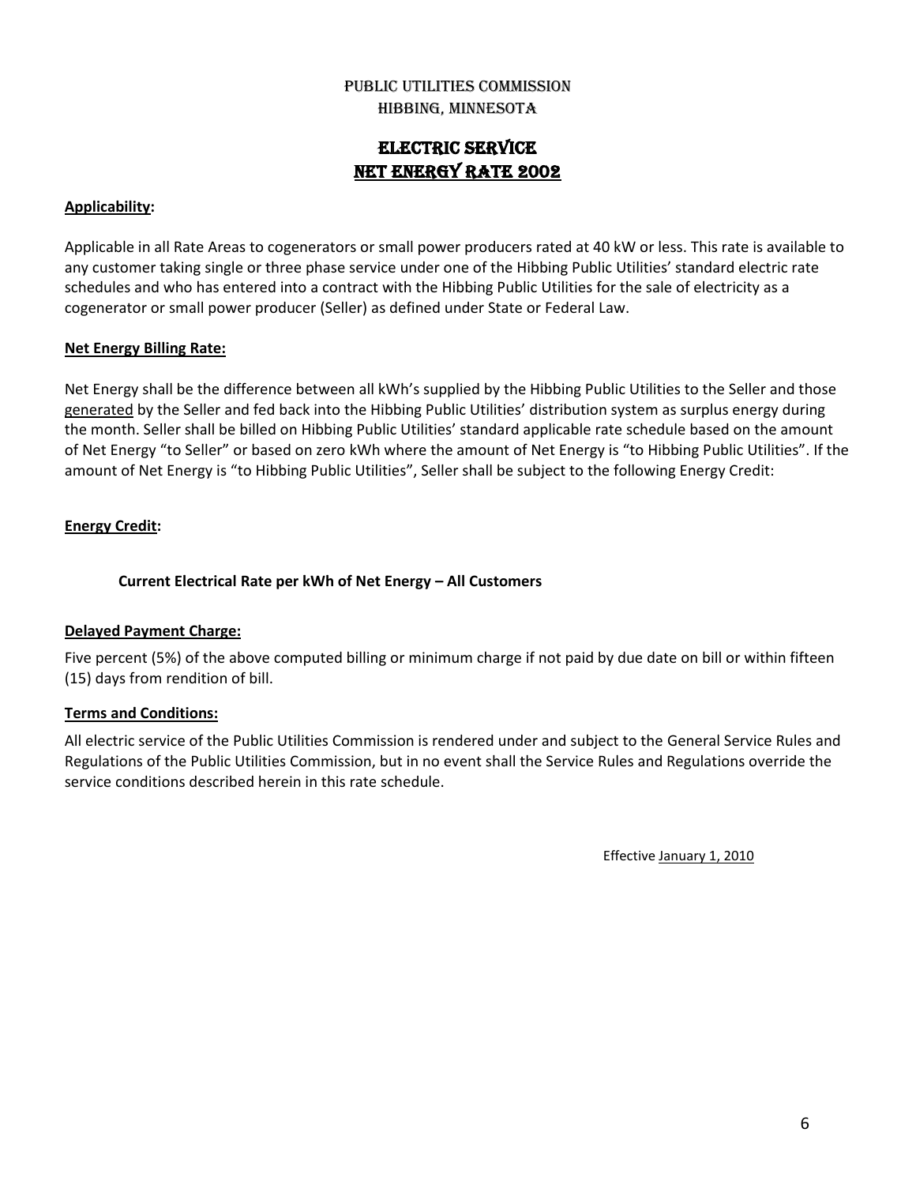# PUBLIC UTILITIES COMMISSION
# HIBBING, MINNESOTA

## ELECTRIC SERVICE
## NET ENERGY RATE 2002

**Applicability:**

Applicable in all Rate Areas to cogenerators or small power producers rated at 40 kW or less. This rate is available to any customer taking single or three phase service under one of the Hibbing Public Utilities' standard electric rate schedules and who has entered into a contract with the Hibbing Public Utilities for the sale of electricity as a cogenerator or small power producer (Seller) as defined under State or Federal Law.

**Net Energy Billing Rate:**

Net Energy shall be the difference between all kWh's supplied by the Hibbing Public Utilities to the Seller and those generated by the Seller and fed back into the Hibbing Public Utilities' distribution system as surplus energy during the month. Seller shall be billed on Hibbing Public Utilities' standard applicable rate schedule based on the amount of Net Energy "to Seller" or based on zero kWh where the amount of Net Energy is "to Hibbing Public Utilities". If the amount of Net Energy is "to Hibbing Public Utilities", Seller shall be subject to the following Energy Credit:

**Energy Credit:**

**Current Electrical Rate per kWh of Net Energy – All Customers**

**Delayed Payment Charge:**

Five percent (5%) of the above computed billing or minimum charge if not paid by due date on bill or within fifteen (15) days from rendition of bill.

**Terms and Conditions:**

All electric service of the Public Utilities Commission is rendered under and subject to the General Service Rules and Regulations of the Public Utilities Commission, but in no event shall the Service Rules and Regulations override the service conditions described herein in this rate schedule.

Effective January 1, 2010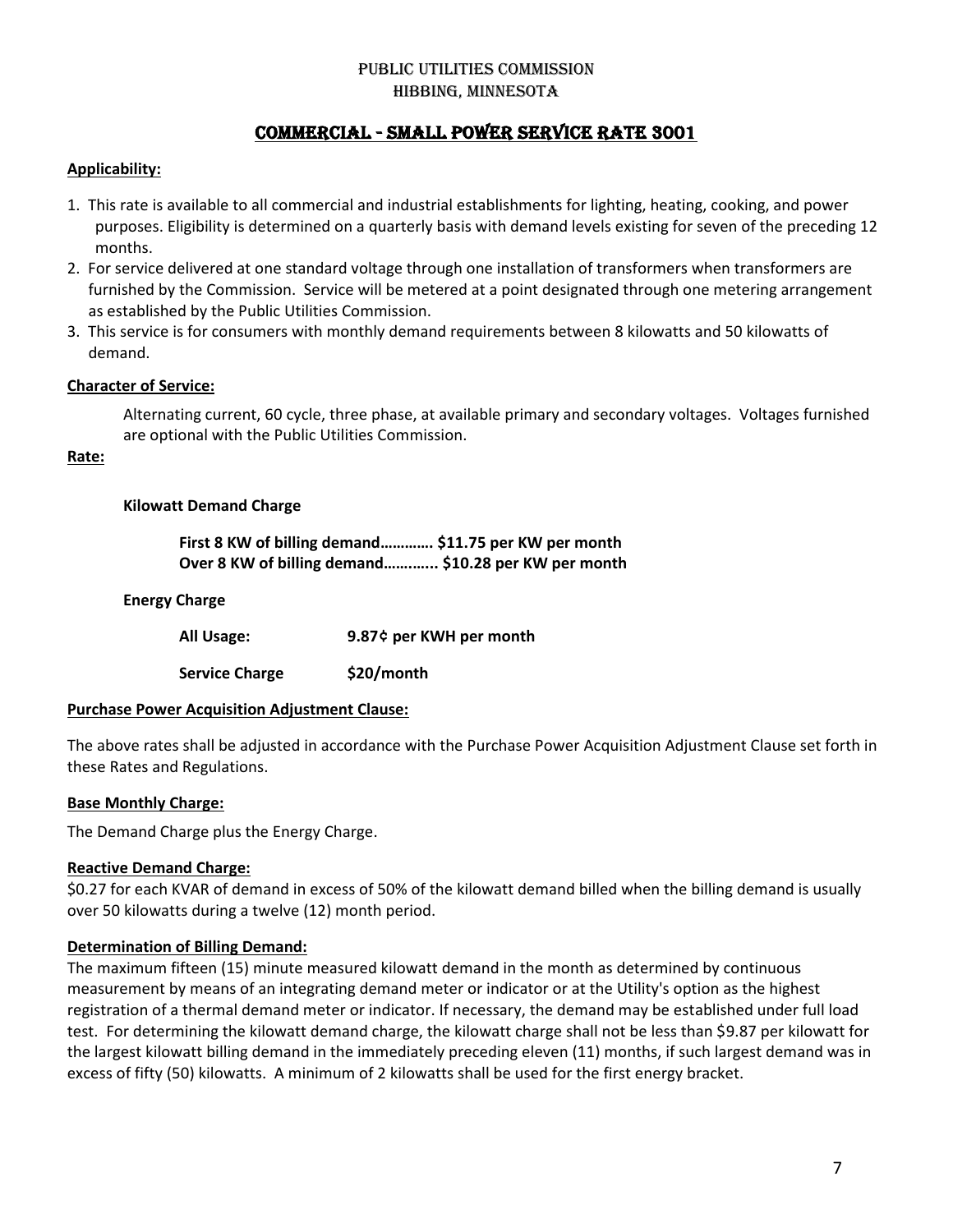PUBLIC UTILITIES COMMISSION
HIBBING, MINNESOTA

# COMMERCIAL - SMALL POWER SERVICE RATE 3001

**Applicability:**

1. This rate is available to all commercial and industrial establishments for lighting, heating, cooking, and power purposes. Eligibility is determined on a quarterly basis with demand levels existing for seven of the preceding 12 months.
2. For service delivered at one standard voltage through one installation of transformers when transformers are furnished by the Commission. Service will be metered at a point designated through one metering arrangement as established by the Public Utilities Commission.
3. This service is for consumers with monthly demand requirements between 8 kilowatts and 50 kilowatts of demand.

**Character of Service:**

Alternating current, 60 cycle, three phase, at available primary and secondary voltages. Voltages furnished are optional with the Public Utilities Commission.

**Rate:**

**Kilowatt Demand Charge**

**First 8 KW of billing demand…………. $11.75 per KW per month**
**Over 8 KW of billing demand……….... $10.28 per KW per month**

**Energy Charge**

**All Usage:** **9.87¢ per KWH per month**

**Service Charge** **$20/month**

**Purchase Power Acquisition Adjustment Clause:**

The above rates shall be adjusted in accordance with the Purchase Power Acquisition Adjustment Clause set forth in these Rates and Regulations.

**Base Monthly Charge:**

The Demand Charge plus the Energy Charge.

**Reactive Demand Charge:**

$0.27 for each KVAR of demand in excess of 50% of the kilowatt demand billed when the billing demand is usually over 50 kilowatts during a twelve (12) month period.

**Determination of Billing Demand:**

The maximum fifteen (15) minute measured kilowatt demand in the month as determined by continuous measurement by means of an integrating demand meter or indicator or at the Utility's option as the highest registration of a thermal demand meter or indicator. If necessary, the demand may be established under full load test. For determining the kilowatt demand charge, the kilowatt charge shall not be less than $9.87 per kilowatt for the largest kilowatt billing demand in the immediately preceding eleven (11) months, if such largest demand was in excess of fifty (50) kilowatts. A minimum of 2 kilowatts shall be used for the first energy bracket.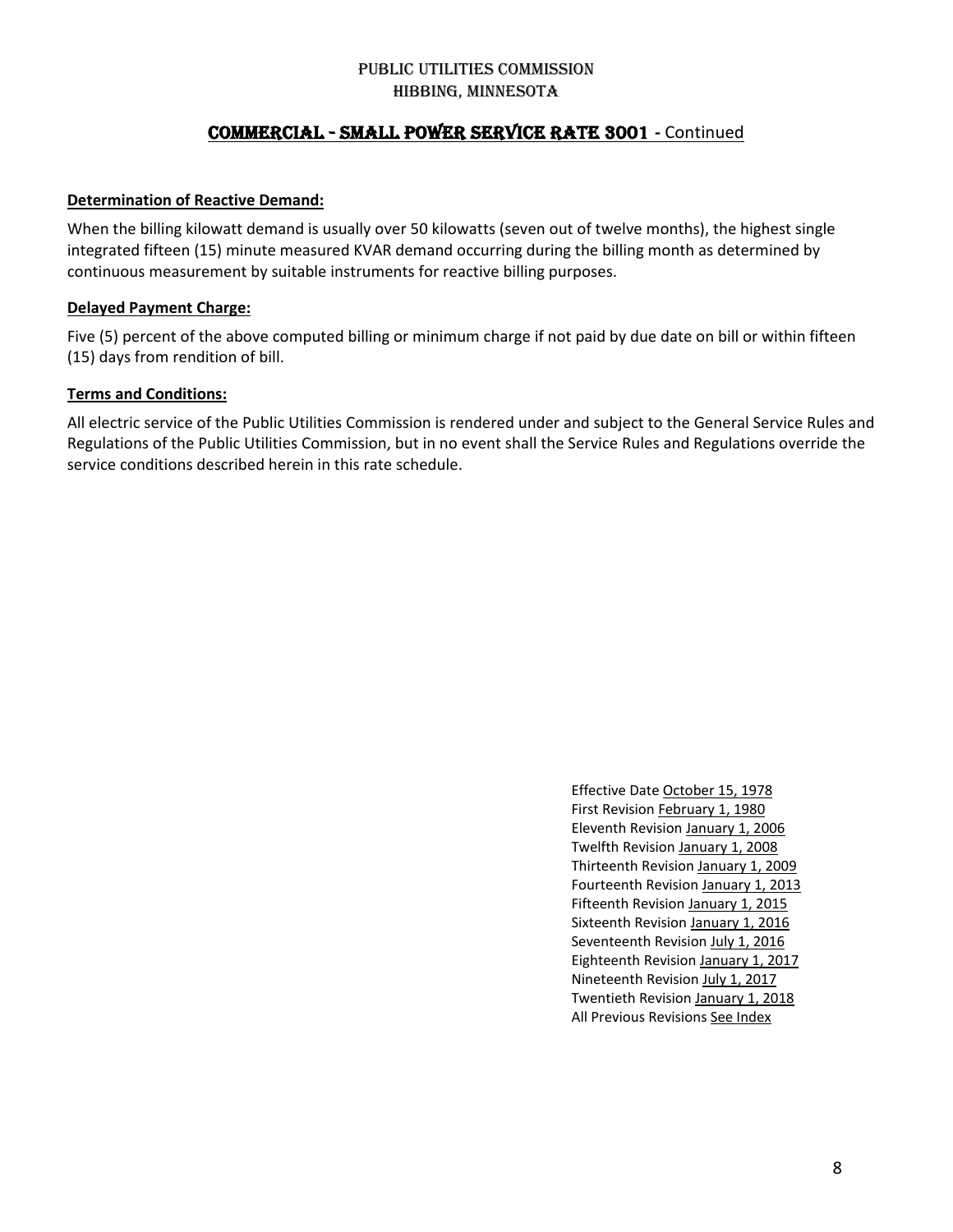PUBLIC UTILITIES COMMISSION
HIBBING, MINNESOTA

## COMMERCIAL - SMALL POWER SERVICE RATE 3001 - Continued

**Determination of Reactive Demand:**

When the billing kilowatt demand is usually over 50 kilowatts (seven out of twelve months), the highest single integrated fifteen (15) minute measured KVAR demand occurring during the billing month as determined by continuous measurement by suitable instruments for reactive billing purposes.

**Delayed Payment Charge:**

Five (5) percent of the above computed billing or minimum charge if not paid by due date on bill or within fifteen (15) days from rendition of bill.

**Terms and Conditions:**

All electric service of the Public Utilities Commission is rendered under and subject to the General Service Rules and Regulations of the Public Utilities Commission, but in no event shall the Service Rules and Regulations override the service conditions described herein in this rate schedule.

Effective Date October 15, 1978
First Revision February 1, 1980
Eleventh Revision January 1, 2006
Twelfth Revision January 1, 2008
Thirteenth Revision January 1, 2009
Fourteenth Revision January 1, 2013
Fifteenth Revision January 1, 2015
Sixteenth Revision January 1, 2016
Seventeenth Revision July 1, 2016
Eighteenth Revision January 1, 2017
Nineteenth Revision July 1, 2017
Twentieth Revision January 1, 2018
All Previous Revisions See Index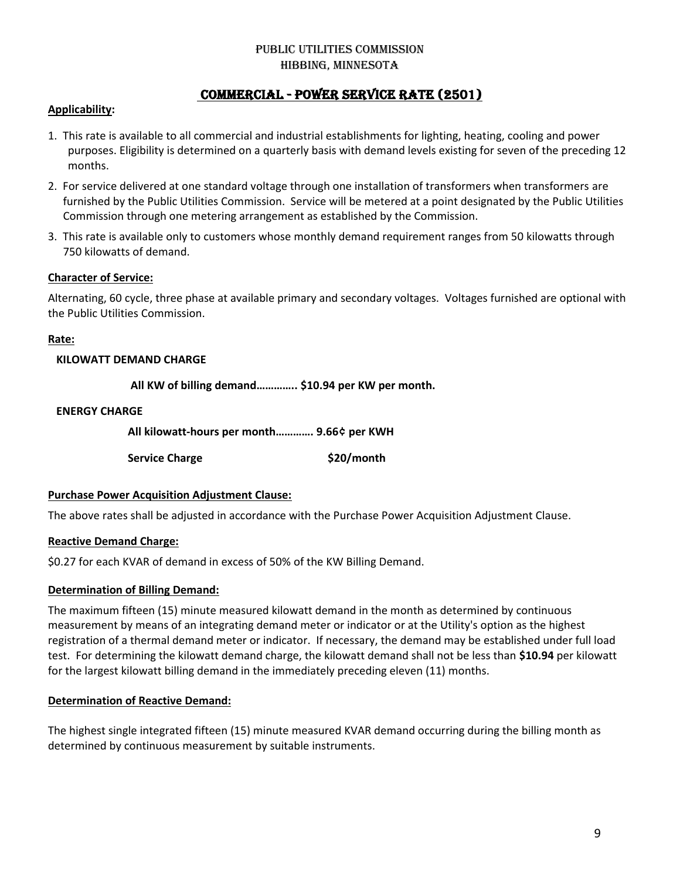PUBLIC UTILITIES COMMISSION
HIBBING, MINNESOTA

# COMMERCIAL - POWER SERVICE RATE (2501)

**Applicability:**

1. This rate is available to all commercial and industrial establishments for lighting, heating, cooling and power purposes. Eligibility is determined on a quarterly basis with demand levels existing for seven of the preceding 12 months.
2. For service delivered at one standard voltage through one installation of transformers when transformers are furnished by the Public Utilities Commission. Service will be metered at a point designated by the Public Utilities Commission through one metering arrangement as established by the Commission.
3. This rate is available only to customers whose monthly demand requirement ranges from 50 kilowatts through 750 kilowatts of demand.

**Character of Service:**

Alternating, 60 cycle, three phase at available primary and secondary voltages. Voltages furnished are optional with the Public Utilities Commission.

**Rate:**

**KILOWATT DEMAND CHARGE**

**All KW of billing demand………….. $10.94 per KW per month.**

**ENERGY CHARGE**

**All kilowatt-hours per month…………. 9.66¢ per KWH**

**Service Charge $20/month**

**Purchase Power Acquisition Adjustment Clause:**

The above rates shall be adjusted in accordance with the Purchase Power Acquisition Adjustment Clause.

**Reactive Demand Charge:**

$0.27 for each KVAR of demand in excess of 50% of the KW Billing Demand.

**Determination of Billing Demand:**

The maximum fifteen (15) minute measured kilowatt demand in the month as determined by continuous measurement by means of an integrating demand meter or indicator or at the Utility's option as the highest registration of a thermal demand meter or indicator. If necessary, the demand may be established under full load test. For determining the kilowatt demand charge, the kilowatt demand shall not be less than **$10.94** per kilowatt for the largest kilowatt billing demand in the immediately preceding eleven (11) months.

**Determination of Reactive Demand:**

The highest single integrated fifteen (15) minute measured KVAR demand occurring during the billing month as determined by continuous measurement by suitable instruments.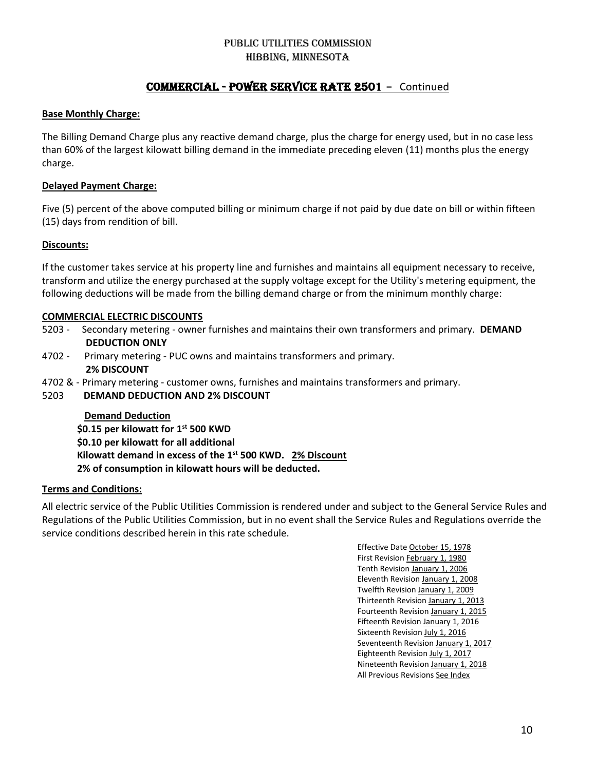Public Utilities Commission
Hibbing, Minnesota

## COMMERCIAL - POWER SERVICE RATE 2501 – Continued

**Base Monthly Charge:**

The Billing Demand Charge plus any reactive demand charge, plus the charge for energy used, but in no case less than 60% of the largest kilowatt billing demand in the immediate preceding eleven (11) months plus the energy charge.

**Delayed Payment Charge:**

Five (5) percent of the above computed billing or minimum charge if not paid by due date on bill or within fifteen (15) days from rendition of bill.

**Discounts:**

If the customer takes service at his property line and furnishes and maintains all equipment necessary to receive, transform and utilize the energy purchased at the supply voltage except for the Utility's metering equipment, the following deductions will be made from the billing demand charge or from the minimum monthly charge:

**COMMERCIAL ELECTRIC DISCOUNTS**

5203 - Secondary metering - owner furnishes and maintains their own transformers and primary. **DEMAND DEDUCTION ONLY**

4702 - Primary metering - PUC owns and maintains transformers and primary. **2% DISCOUNT**

4702 & 5203 - Primary metering - customer owns, furnishes and maintains transformers and primary. **DEMAND DEDUCTION AND 2% DISCOUNT**

**Demand Deduction**
**$0.15 per kilowatt for 1st 500 KWD**
**$0.10 per kilowatt for all additional**
**Kilowatt demand in excess of the 1st 500 KWD.** **2% Discount**
**2% of consumption in kilowatt hours will be deducted.**

**Terms and Conditions:**

All electric service of the Public Utilities Commission is rendered under and subject to the General Service Rules and Regulations of the Public Utilities Commission, but in no event shall the Service Rules and Regulations override the service conditions described herein in this rate schedule.

Effective Date October 15, 1978
First Revision February 1, 1980
Tenth Revision January 1, 2006
Eleventh Revision January 1, 2008
Twelfth Revision January 1, 2009
Thirteenth Revision January 1, 2013
Fourteenth Revision January 1, 2015
Fifteenth Revision January 1, 2016
Sixteenth Revision July 1, 2016
Seventeenth Revision January 1, 2017
Eighteenth Revision July 1, 2017
Nineteenth Revision January 1, 2018
All Previous Revisions See Index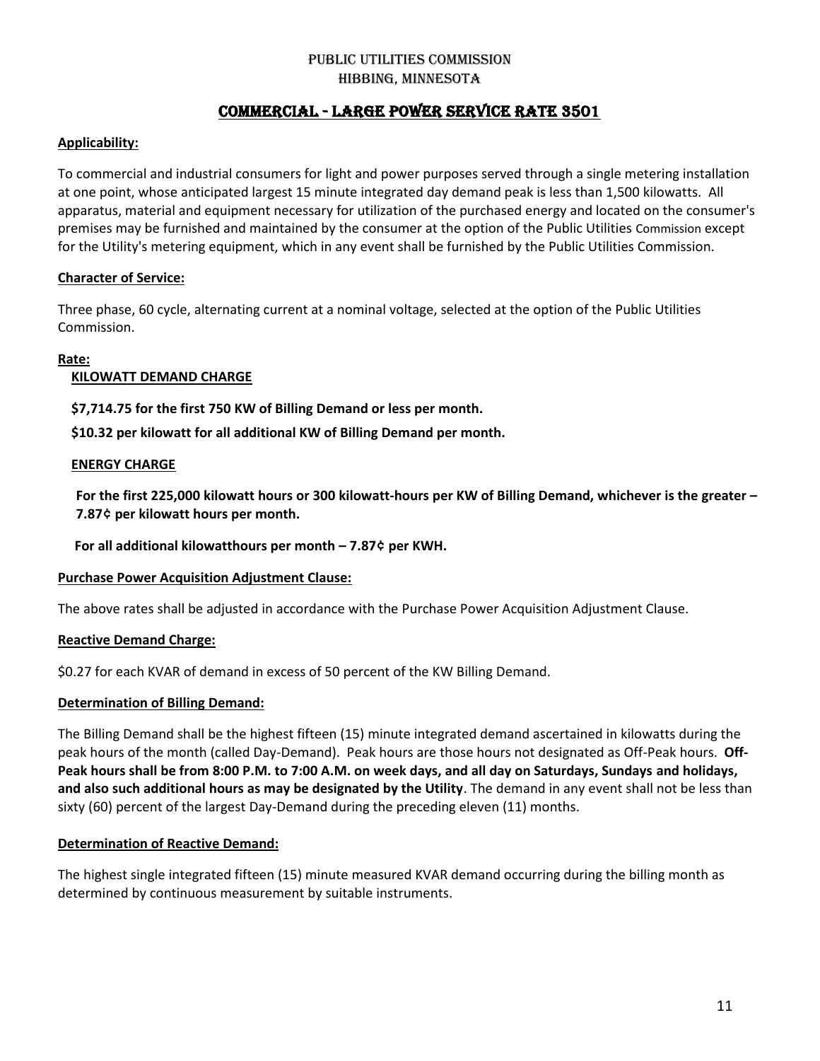PUBLIC UTILITIES COMMISSION
HIBBING, MINNESOTA

# COMMERCIAL - LARGE POWER SERVICE RATE 3501

**Applicability:**

To commercial and industrial consumers for light and power purposes served through a single metering installation at one point, whose anticipated largest 15 minute integrated day demand peak is less than 1,500 kilowatts. All apparatus, material and equipment necessary for utilization of the purchased energy and located on the consumer's premises may be furnished and maintained by the consumer at the option of the Public Utilities Commission except for the Utility's metering equipment, which in any event shall be furnished by the Public Utilities Commission.

**Character of Service:**

Three phase, 60 cycle, alternating current at a nominal voltage, selected at the option of the Public Utilities Commission.

**Rate:**

**KILOWATT DEMAND CHARGE**

**$7,714.75 for the first 750 KW of Billing Demand or less per month.**

**$10.32 per kilowatt for all additional KW of Billing Demand per month.**

**ENERGY CHARGE**

**For the first 225,000 kilowatt hours or 300 kilowatt-hours per KW of Billing Demand, whichever is the greater – 7.87¢ per kilowatt hours per month.**

**For all additional kilowatthours per month – 7.87¢ per KWH.**

**Purchase Power Acquisition Adjustment Clause:**

The above rates shall be adjusted in accordance with the Purchase Power Acquisition Adjustment Clause.

**Reactive Demand Charge:**

$0.27 for each KVAR of demand in excess of 50 percent of the KW Billing Demand.

**Determination of Billing Demand:**

The Billing Demand shall be the highest fifteen (15) minute integrated demand ascertained in kilowatts during the peak hours of the month (called Day-Demand). Peak hours are those hours not designated as Off-Peak hours. **Off-Peak hours shall be from 8:00 P.M. to 7:00 A.M. on week days, and all day on Saturdays, Sundays and holidays, and also such additional hours as may be designated by the Utility**. The demand in any event shall not be less than sixty (60) percent of the largest Day-Demand during the preceding eleven (11) months.

**Determination of Reactive Demand:**

The highest single integrated fifteen (15) minute measured KVAR demand occurring during the billing month as determined by continuous measurement by suitable instruments.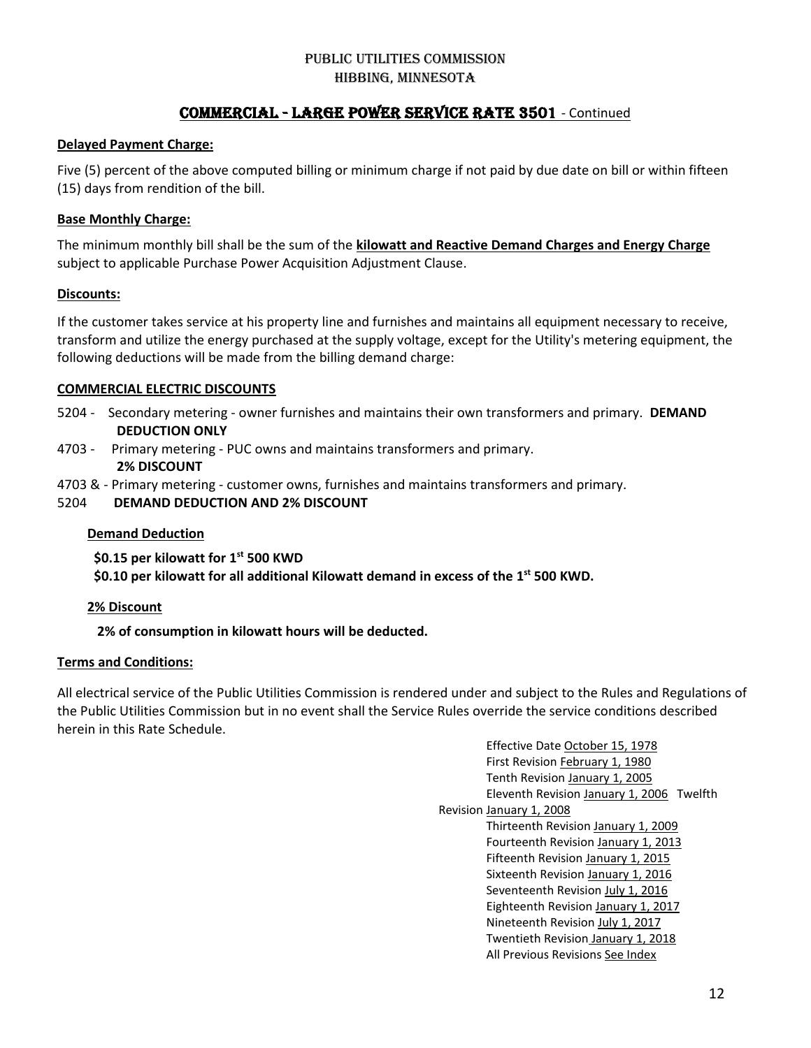PUBLIC UTILITIES COMMISSION
HIBBING, MINNESOTA

## COMMERCIAL - LARGE POWER SERVICE RATE 3501 - Continued

**Delayed Payment Charge:**

Five (5) percent of the above computed billing or minimum charge if not paid by due date on bill or within fifteen (15) days from rendition of the bill.

**Base Monthly Charge:**

The minimum monthly bill shall be the sum of the **kilowatt and Reactive Demand Charges and Energy Charge** subject to applicable Purchase Power Acquisition Adjustment Clause.

**Discounts:**

If the customer takes service at his property line and furnishes and maintains all equipment necessary to receive, transform and utilize the energy purchased at the supply voltage, except for the Utility's metering equipment, the following deductions will be made from the billing demand charge:

**COMMERCIAL ELECTRIC DISCOUNTS**

5204 - Secondary metering - owner furnishes and maintains their own transformers and primary. **DEMAND DEDUCTION ONLY**

4703 - Primary metering - PUC owns and maintains transformers and primary.
**2% DISCOUNT**

4703 & 5204 - Primary metering - customer owns, furnishes and maintains transformers and primary.
**DEMAND DEDUCTION AND 2% DISCOUNT**

**Demand Deduction**

**\$0.15 per kilowatt for 1st 500 KWD**
**\$0.10 per kilowatt for all additional Kilowatt demand in excess of the 1st 500 KWD.**

**2% Discount**

**2% of consumption in kilowatt hours will be deducted.**

**Terms and Conditions:**

All electrical service of the Public Utilities Commission is rendered under and subject to the Rules and Regulations of the Public Utilities Commission but in no event shall the Service Rules override the service conditions described herein in this Rate Schedule.

Effective Date October 15, 1978
First Revision February 1, 1980
Tenth Revision January 1, 2005
Eleventh Revision January 1, 2006
Twelfth Revision January 1, 2008
Thirteenth Revision January 1, 2009
Fourteenth Revision January 1, 2013
Fifteenth Revision January 1, 2015
Sixteenth Revision January 1, 2016
Seventeenth Revision July 1, 2016
Eighteenth Revision January 1, 2017
Nineteenth Revision July 1, 2017
Twentieth Revision January 1, 2018
All Previous Revisions See Index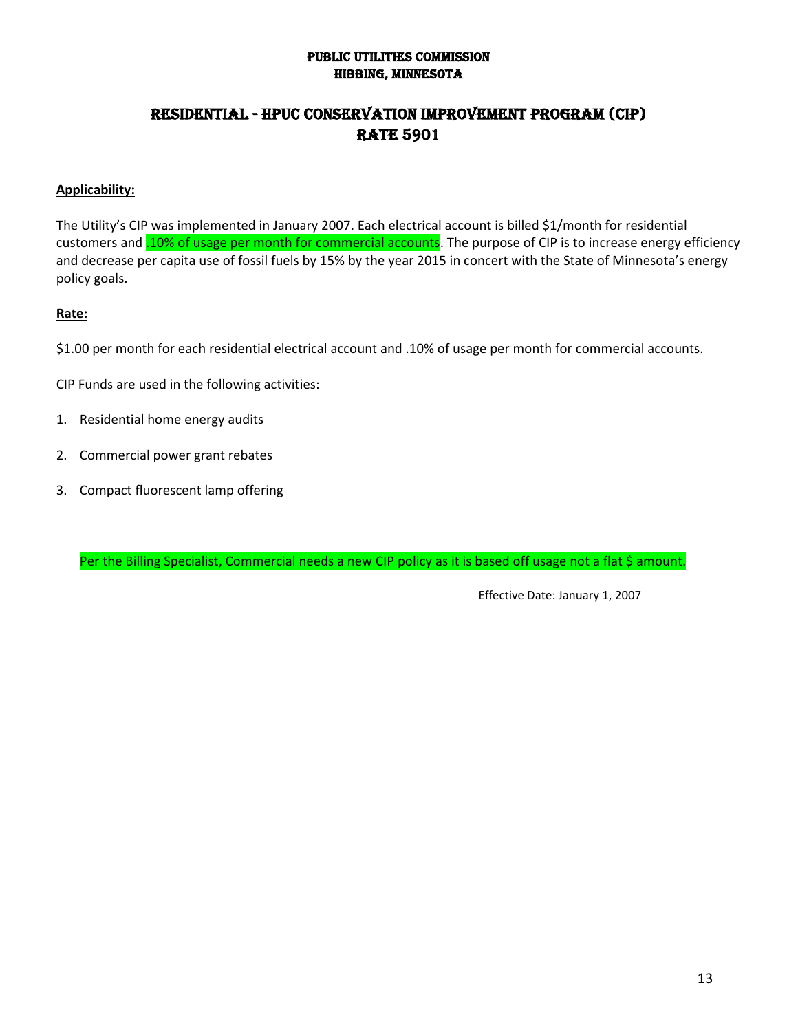**PUBLIC UTILITIES COMMISSION**
**HIBBING, MINNESOTA**

# RESIDENTIAL - HPUC CONSERVATION IMPROVEMENT PROGRAM (CIP) RATE 5901

**Applicability:**

The Utility's CIP was implemented in January 2007. Each electrical account is billed $1/month for residential customers and .10% of usage per month for commercial accounts. The purpose of CIP is to increase energy efficiency and decrease per capita use of fossil fuels by 15% by the year 2015 in concert with the State of Minnesota's energy policy goals.

**Rate:**

$1.00 per month for each residential electrical account and .10% of usage per month for commercial accounts.

CIP Funds are used in the following activities:

1. Residential home energy audits
2. Commercial power grant rebates
3. Compact fluorescent lamp offering

Per the Billing Specialist, Commercial needs a new CIP policy as it is based off usage not a flat $ amount.

Effective Date: January 1, 2007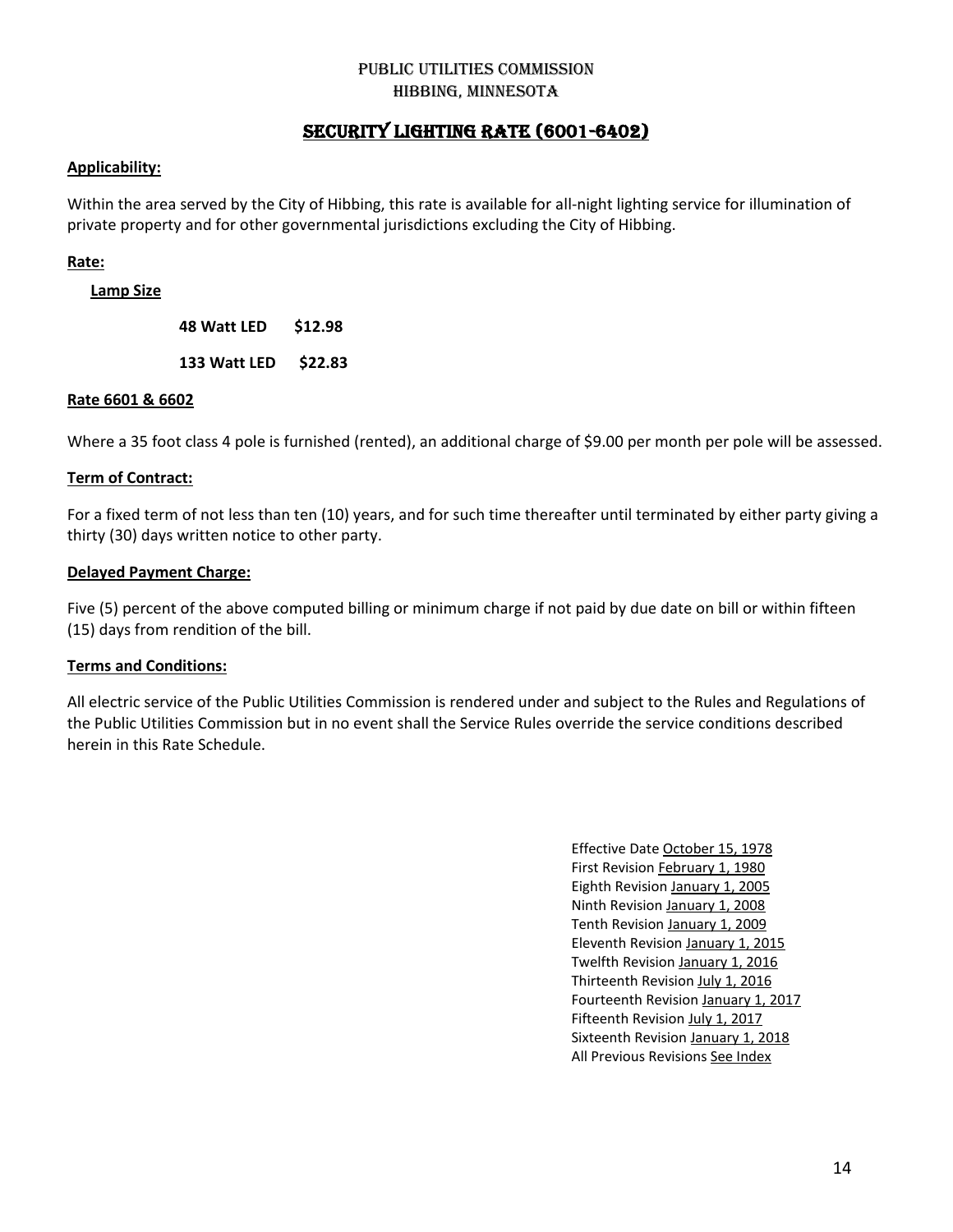Public Utilities Commission
Hibbing, Minnesota

# SECURITY LIGHTING RATE (6001-6402)

**Applicability:**

Within the area served by the City of Hibbing, this rate is available for all-night lighting service for illumination of private property and for other governmental jurisdictions excluding the City of Hibbing.

**Rate:**

**Lamp Size**

| Lamp Size | Rate |
|---|---|
| **48 Watt LED** | **$12.98** |
| **133 Watt LED** | **$22.83** |

**Rate 6601 & 6602**

Where a 35 foot class 4 pole is furnished (rented), an additional charge of $9.00 per month per pole will be assessed.

**Term of Contract:**

For a fixed term of not less than ten (10) years, and for such time thereafter until terminated by either party giving a thirty (30) days written notice to other party.

**Delayed Payment Charge:**

Five (5) percent of the above computed billing or minimum charge if not paid by due date on bill or within fifteen (15) days from rendition of the bill.

**Terms and Conditions:**

All electric service of the Public Utilities Commission is rendered under and subject to the Rules and Regulations of the Public Utilities Commission but in no event shall the Service Rules override the service conditions described herein in this Rate Schedule.

Effective Date October 15, 1978
First Revision February 1, 1980
Eighth Revision January 1, 2005
Ninth Revision January 1, 2008
Tenth Revision January 1, 2009
Eleventh Revision January 1, 2015
Twelfth Revision January 1, 2016
Thirteenth Revision July 1, 2016
Fourteenth Revision January 1, 2017
Fifteenth Revision July 1, 2017
Sixteenth Revision January 1, 2018
All Previous Revisions See Index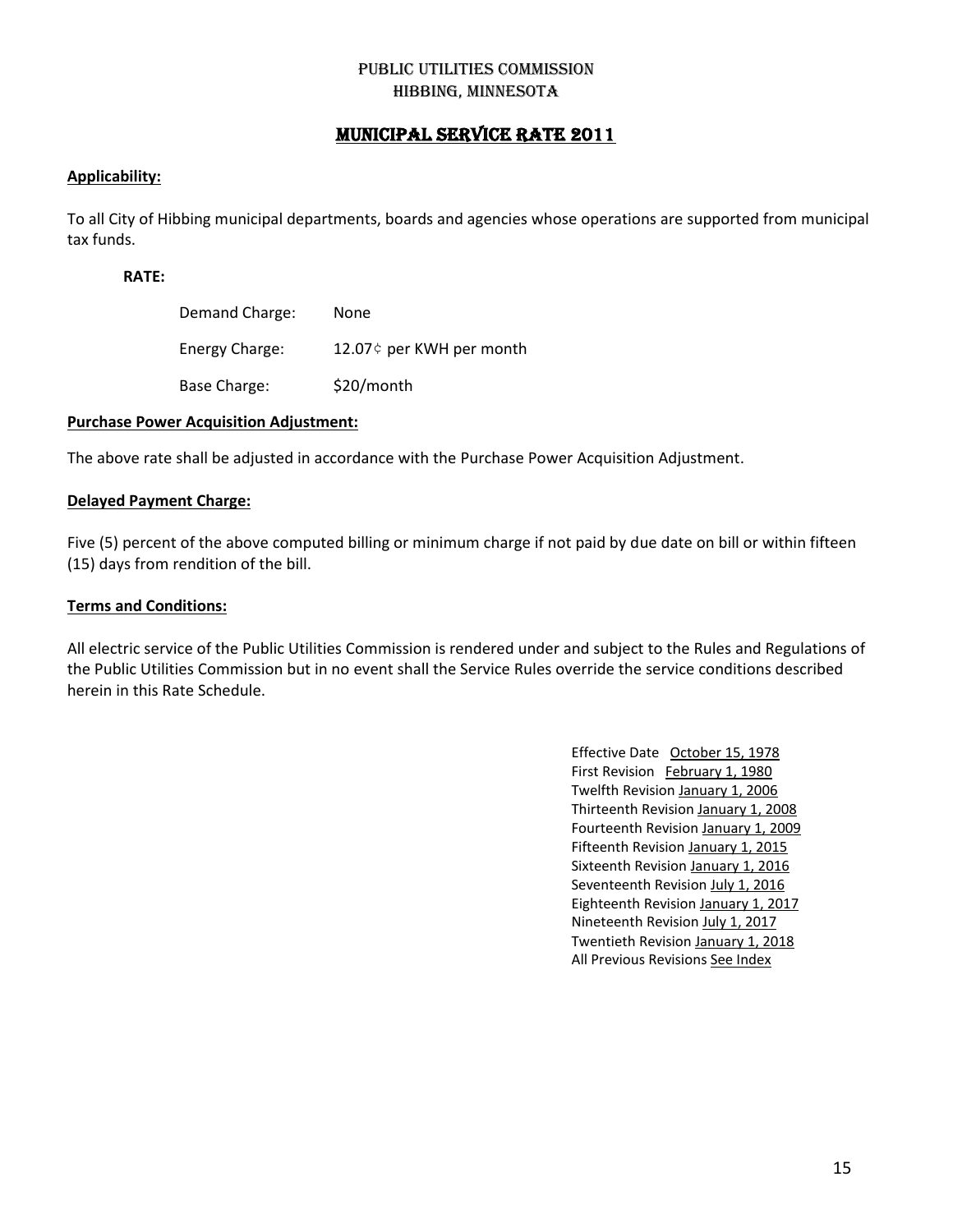# PUBLIC UTILITIES COMMISSION
# HIBBING, MINNESOTA

## MUNICIPAL SERVICE RATE 2011

**Applicability:**

To all City of Hibbing municipal departments, boards and agencies whose operations are supported from municipal tax funds.

**RATE:**

| | |
|---|---|
| Demand Charge: | None |
| Energy Charge: | 12.07¢ per KWH per month |
| Base Charge: | $20/month |

**Purchase Power Acquisition Adjustment:**

The above rate shall be adjusted in accordance with the Purchase Power Acquisition Adjustment.

**Delayed Payment Charge:**

Five (5) percent of the above computed billing or minimum charge if not paid by due date on bill or within fifteen (15) days from rendition of the bill.

**Terms and Conditions:**

All electric service of the Public Utilities Commission is rendered under and subject to the Rules and Regulations of the Public Utilities Commission but in no event shall the Service Rules override the service conditions described herein in this Rate Schedule.

Effective Date October 15, 1978
First Revision February 1, 1980
Twelfth Revision January 1, 2006
Thirteenth Revision January 1, 2008
Fourteenth Revision January 1, 2009
Fifteenth Revision January 1, 2015
Sixteenth Revision January 1, 2016
Seventeenth Revision July 1, 2016
Eighteenth Revision January 1, 2017
Nineteenth Revision July 1, 2017
Twentieth Revision January 1, 2018
All Previous Revisions See Index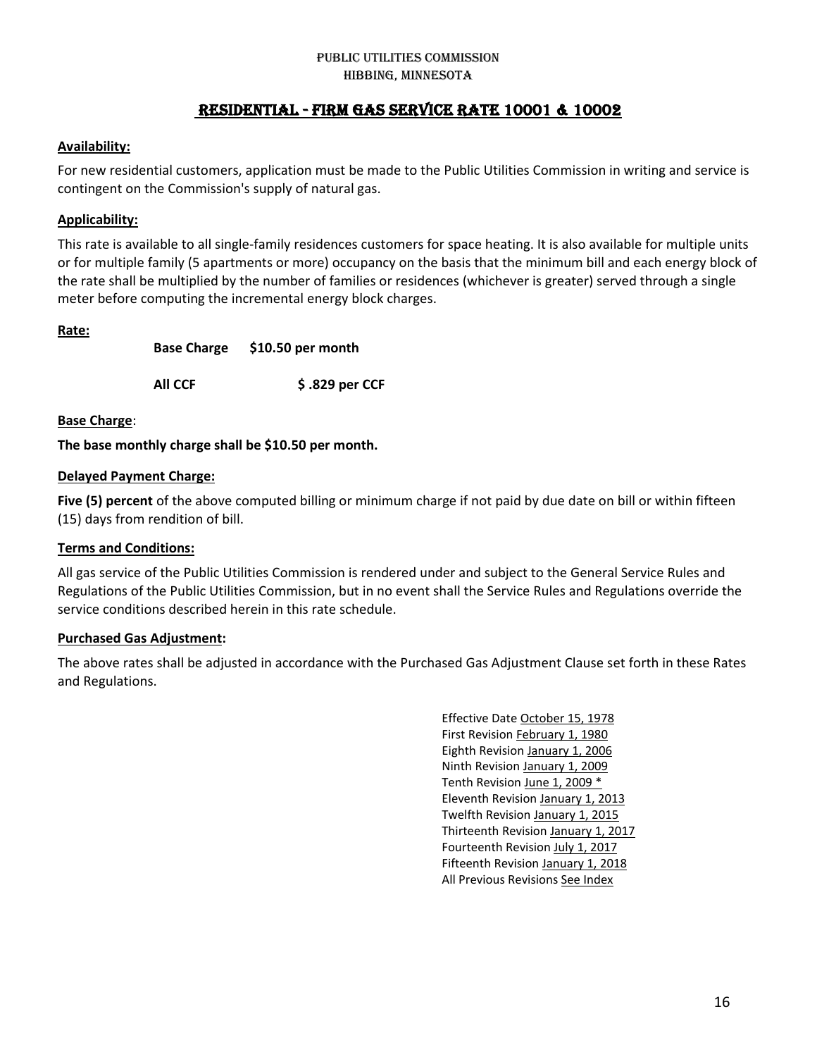PUBLIC UTILITIES COMMISSION
HIBBING, MINNESOTA

# RESIDENTIAL - FIRM GAS SERVICE RATE 10001 & 10002

**Availability:**

For new residential customers, application must be made to the Public Utilities Commission in writing and service is contingent on the Commission's supply of natural gas.

**Applicability:**

This rate is available to all single-family residences customers for space heating. It is also available for multiple units or for multiple family (5 apartments or more) occupancy on the basis that the minimum bill and each energy block of the rate shall be multiplied by the number of families or residences (whichever is greater) served through a single meter before computing the incremental energy block charges.

**Rate:**

| | |
|---|---|
| **Base Charge** | **$10.50 per month** |
| **All CCF** | **$ .829 per CCF** |

**Base Charge**:

**The base monthly charge shall be $10.50 per month.**

**Delayed Payment Charge:**

**Five (5) percent** of the above computed billing or minimum charge if not paid by due date on bill or within fifteen (15) days from rendition of bill.

**Terms and Conditions:**

All gas service of the Public Utilities Commission is rendered under and subject to the General Service Rules and Regulations of the Public Utilities Commission, but in no event shall the Service Rules and Regulations override the service conditions described herein in this rate schedule.

**Purchased Gas Adjustment:**

The above rates shall be adjusted in accordance with the Purchased Gas Adjustment Clause set forth in these Rates and Regulations.

Effective Date October 15, 1978
First Revision February 1, 1980
Eighth Revision January 1, 2006
Ninth Revision January 1, 2009
Tenth Revision June 1, 2009 *
Eleventh Revision January 1, 2013
Twelfth Revision January 1, 2015
Thirteenth Revision January 1, 2017
Fourteenth Revision July 1, 2017
Fifteenth Revision January 1, 2018
All Previous Revisions See Index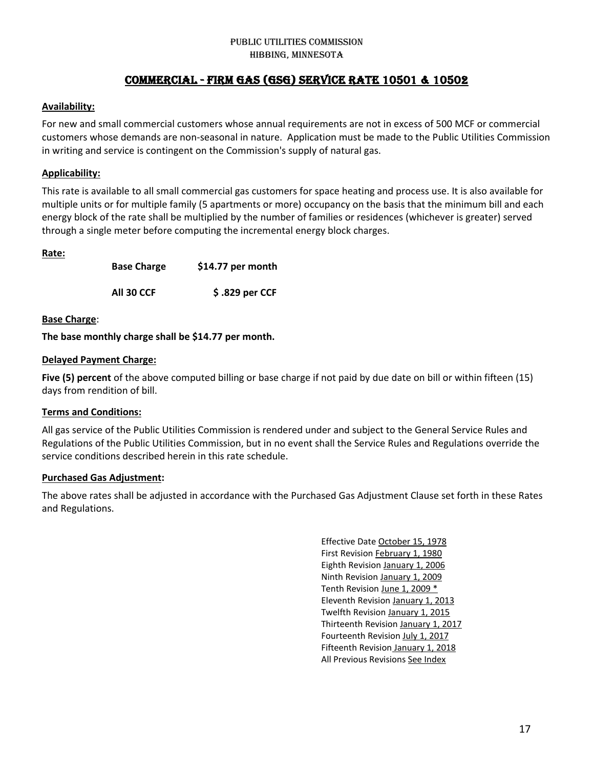PUBLIC UTILITIES COMMISSION
HIBBING, MINNESOTA

# COMMERCIAL - FIRM GAS (GSG) SERVICE RATE 10501 & 10502

**Availability:**

For new and small commercial customers whose annual requirements are not in excess of 500 MCF or commercial customers whose demands are non-seasonal in nature. Application must be made to the Public Utilities Commission in writing and service is contingent on the Commission's supply of natural gas.

**Applicability:**

This rate is available to all small commercial gas customers for space heating and process use. It is also available for multiple units or for multiple family (5 apartments or more) occupancy on the basis that the minimum bill and each energy block of the rate shall be multiplied by the number of families or residences (whichever is greater) served through a single meter before computing the incremental energy block charges.

**Rate:**

| | |
|---|---|
| **Base Charge** | **$14.77 per month** |
| **All 30 CCF** | **$ .829 per CCF** |

**Base Charge**:

**The base monthly charge shall be $14.77 per month.**

**Delayed Payment Charge:**

**Five (5) percent** of the above computed billing or base charge if not paid by due date on bill or within fifteen (15) days from rendition of bill.

**Terms and Conditions:**

All gas service of the Public Utilities Commission is rendered under and subject to the General Service Rules and Regulations of the Public Utilities Commission, but in no event shall the Service Rules and Regulations override the service conditions described herein in this rate schedule.

**Purchased Gas Adjustment:**

The above rates shall be adjusted in accordance with the Purchased Gas Adjustment Clause set forth in these Rates and Regulations.

Effective Date October 15, 1978
First Revision February 1, 1980
Eighth Revision January 1, 2006
Ninth Revision January 1, 2009
Tenth Revision June 1, 2009 *
Eleventh Revision January 1, 2013
Twelfth Revision January 1, 2015
Thirteenth Revision January 1, 2017
Fourteenth Revision July 1, 2017
Fifteenth Revision January 1, 2018
All Previous Revisions See Index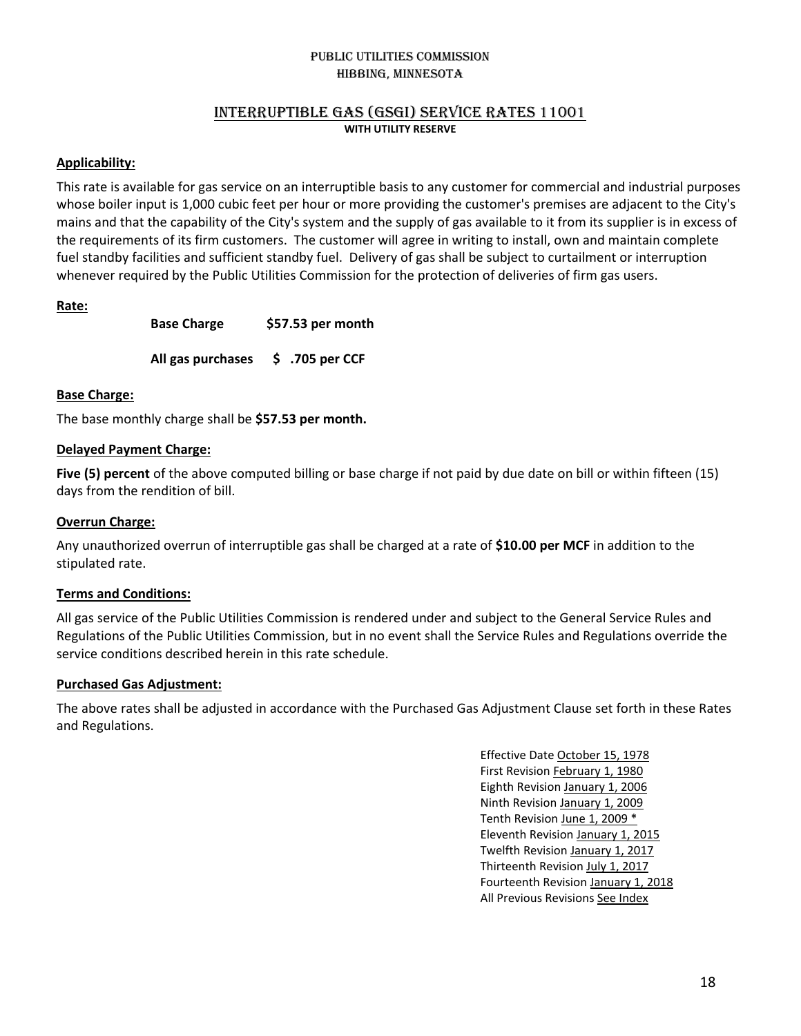PUBLIC UTILITIES COMMISSION
HIBBING, MINNESOTA

# INTERRUPTIBLE GAS (GSGI) SERVICE RATES 11001

**WITH UTILITY RESERVE**

**Applicability:**

This rate is available for gas service on an interruptible basis to any customer for commercial and industrial purposes whose boiler input is 1,000 cubic feet per hour or more providing the customer's premises are adjacent to the City's mains and that the capability of the City's system and the supply of gas available to it from its supplier is in excess of the requirements of its firm customers. The customer will agree in writing to install, own and maintain complete fuel standby facilities and sufficient standby fuel. Delivery of gas shall be subject to curtailment or interruption whenever required by the Public Utilities Commission for the protection of deliveries of firm gas users.

**Rate:**

| | |
|---|---|
| **Base Charge** | **$57.53 per month** |
| **All gas purchases** | **$ .705 per CCF** |

**Base Charge:**

The base monthly charge shall be **$57.53 per month.**

**Delayed Payment Charge:**

**Five (5) percent** of the above computed billing or base charge if not paid by due date on bill or within fifteen (15) days from the rendition of bill.

**Overrun Charge:**

Any unauthorized overrun of interruptible gas shall be charged at a rate of **$10.00 per MCF** in addition to the stipulated rate.

**Terms and Conditions:**

All gas service of the Public Utilities Commission is rendered under and subject to the General Service Rules and Regulations of the Public Utilities Commission, but in no event shall the Service Rules and Regulations override the service conditions described herein in this rate schedule.

**Purchased Gas Adjustment:**

The above rates shall be adjusted in accordance with the Purchased Gas Adjustment Clause set forth in these Rates and Regulations.

Effective Date October 15, 1978
First Revision February 1, 1980
Eighth Revision January 1, 2006
Ninth Revision January 1, 2009
Tenth Revision June 1, 2009 *
Eleventh Revision January 1, 2015
Twelfth Revision January 1, 2017
Thirteenth Revision July 1, 2017
Fourteenth Revision January 1, 2018
All Previous Revisions See Index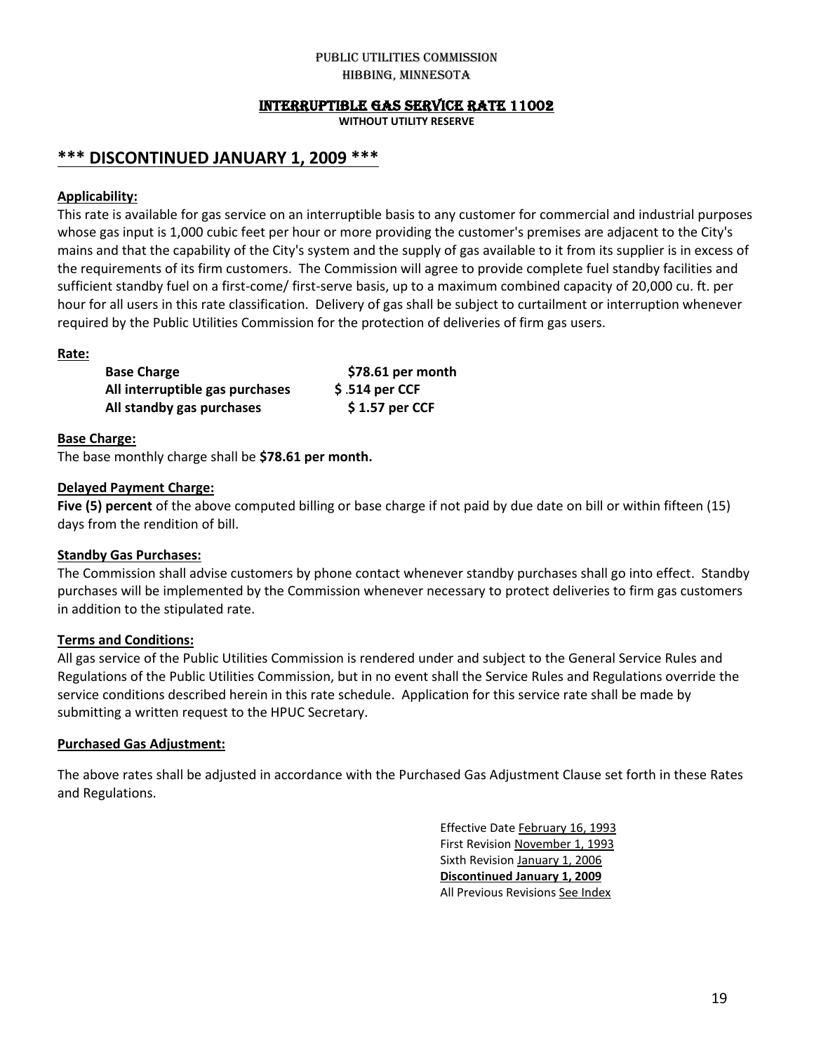PUBLIC UTILITIES COMMISSION
HIBBING, MINNESOTA

# INTERRUPTIBLE GAS SERVICE RATE 11002

**WITHOUT UTILITY RESERVE**

## *** DISCONTINUED JANUARY 1, 2009 ***

**Applicability:**

This rate is available for gas service on an interruptible basis to any customer for commercial and industrial purposes whose gas input is 1,000 cubic feet per hour or more providing the customer's premises are adjacent to the City's mains and that the capability of the City's system and the supply of gas available to it from its supplier is in excess of the requirements of its firm customers. The Commission will agree to provide complete fuel standby facilities and sufficient standby fuel on a first-come/ first-serve basis, up to a maximum combined capacity of 20,000 cu. ft. per hour for all users in this rate classification. Delivery of gas shall be subject to curtailment or interruption whenever required by the Public Utilities Commission for the protection of deliveries of firm gas users.

**Rate:**

| | |
|---|---|
| **Base Charge** | **$78.61 per month** |
| **All interruptible gas purchases** | **$ .514 per CCF** |
| **All standby gas purchases** | **$ 1.57 per CCF** |

**Base Charge:**

The base monthly charge shall be **$78.61 per month.**

**Delayed Payment Charge:**

**Five (5) percent** of the above computed billing or base charge if not paid by due date on bill or within fifteen (15) days from the rendition of bill.

**Standby Gas Purchases:**

The Commission shall advise customers by phone contact whenever standby purchases shall go into effect. Standby purchases will be implemented by the Commission whenever necessary to protect deliveries to firm gas customers in addition to the stipulated rate.

**Terms and Conditions:**

All gas service of the Public Utilities Commission is rendered under and subject to the General Service Rules and Regulations of the Public Utilities Commission, but in no event shall the Service Rules and Regulations override the service conditions described herein in this rate schedule. Application for this service rate shall be made by submitting a written request to the HPUC Secretary.

**Purchased Gas Adjustment:**

The above rates shall be adjusted in accordance with the Purchased Gas Adjustment Clause set forth in these Rates and Regulations.

Effective Date February 16, 1993
First Revision November 1, 1993
Sixth Revision January 1, 2006
**Discontinued January 1, 2009**
All Previous Revisions See Index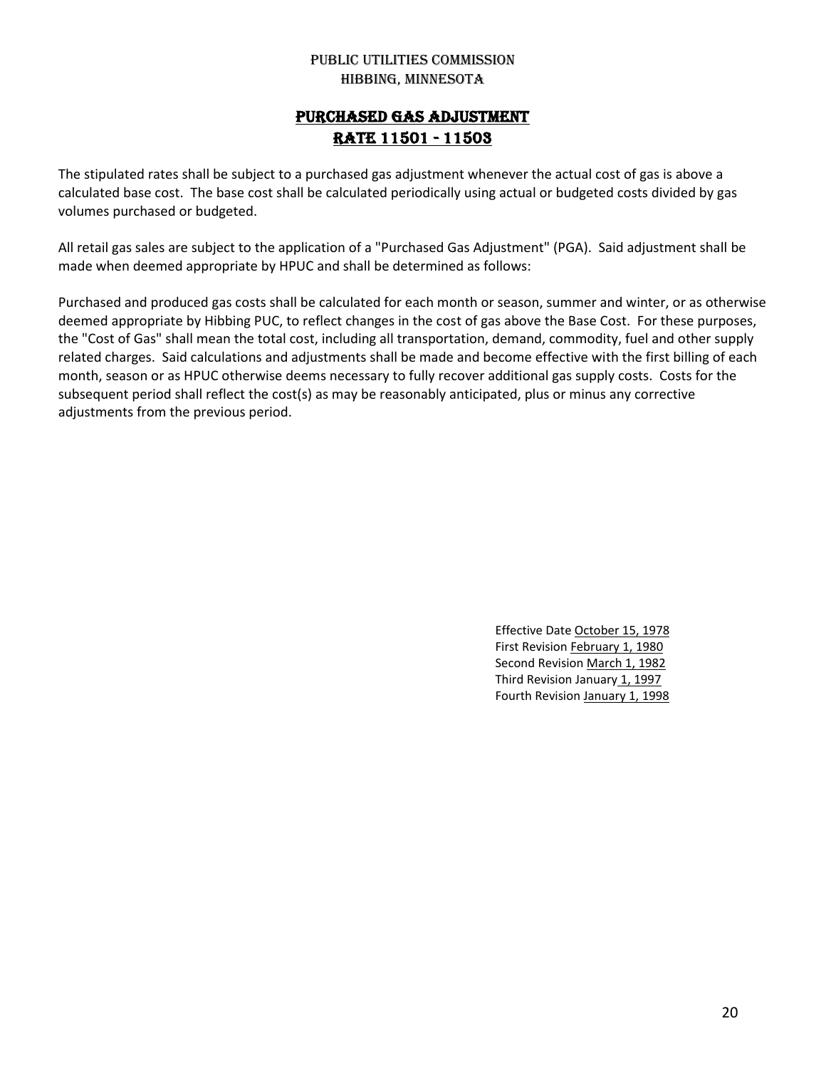PUBLIC UTILITIES COMMISSION
HIBBING, MINNESOTA

# PURCHASED GAS ADJUSTMENT
## RATE 11501 - 11503

The stipulated rates shall be subject to a purchased gas adjustment whenever the actual cost of gas is above a calculated base cost. The base cost shall be calculated periodically using actual or budgeted costs divided by gas volumes purchased or budgeted.

All retail gas sales are subject to the application of a "Purchased Gas Adjustment" (PGA). Said adjustment shall be made when deemed appropriate by HPUC and shall be determined as follows:

Purchased and produced gas costs shall be calculated for each month or season, summer and winter, or as otherwise deemed appropriate by Hibbing PUC, to reflect changes in the cost of gas above the Base Cost. For these purposes, the "Cost of Gas" shall mean the total cost, including all transportation, demand, commodity, fuel and other supply related charges. Said calculations and adjustments shall be made and become effective with the first billing of each month, season or as HPUC otherwise deems necessary to fully recover additional gas supply costs. Costs for the subsequent period shall reflect the cost(s) as may be reasonably anticipated, plus or minus any corrective adjustments from the previous period.

Effective Date October 15, 1978
First Revision February 1, 1980
Second Revision March 1, 1982
Third Revision January 1, 1997
Fourth Revision January 1, 1998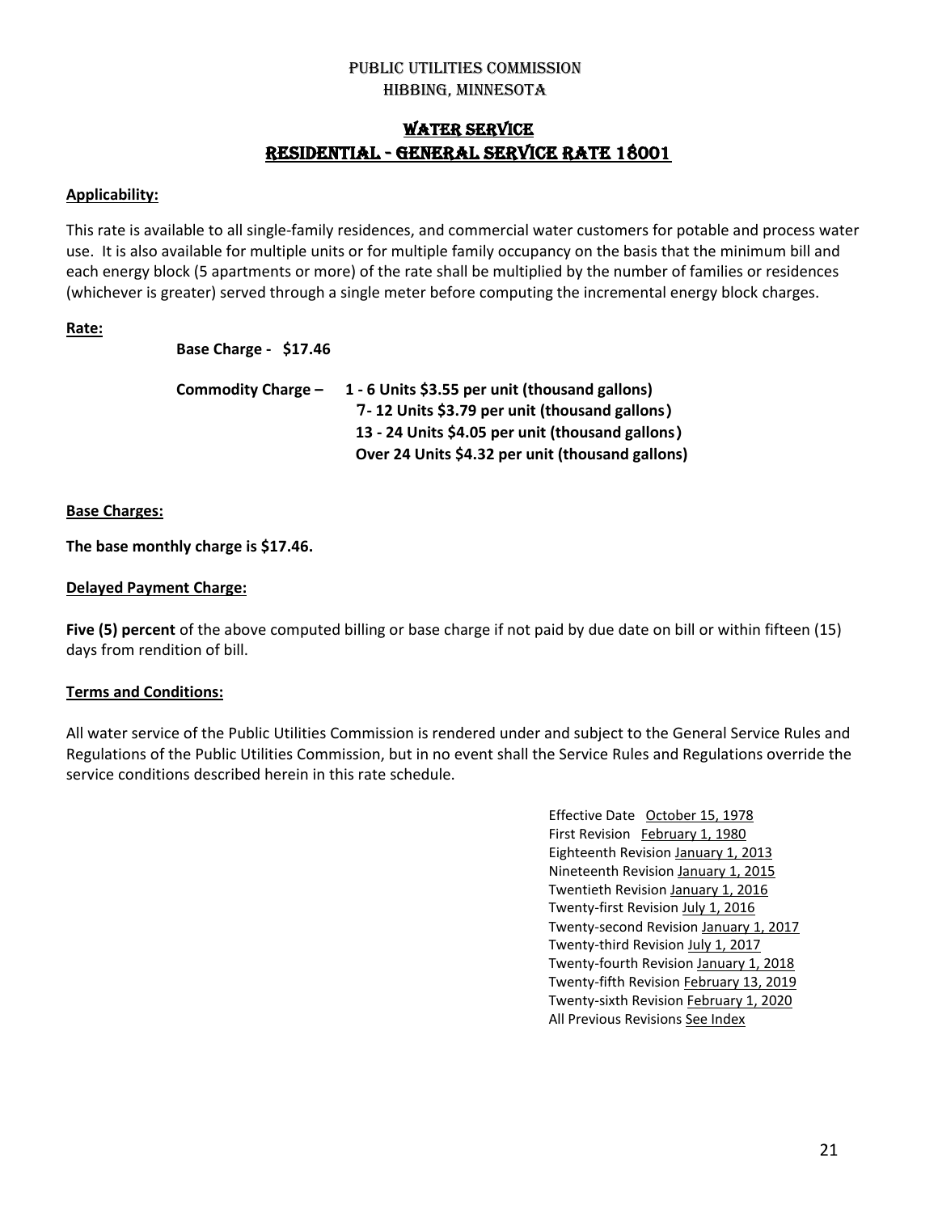# PUBLIC UTILITIES COMMISSION
# HIBBING, MINNESOTA

## WATER SERVICE
## RESIDENTIAL - GENERAL SERVICE RATE 18001

**Applicability:**

This rate is available to all single-family residences, and commercial water customers for potable and process water use. It is also available for multiple units or for multiple family occupancy on the basis that the minimum bill and each energy block (5 apartments or more) of the rate shall be multiplied by the number of families or residences (whichever is greater) served through a single meter before computing the incremental energy block charges.

**Rate:**

**Base Charge - $17.46**

**Commodity Charge –**
**1 - 6 Units $3.55 per unit (thousand gallons)**
**7- 12 Units $3.79 per unit (thousand gallons)**
**13 - 24 Units $4.05 per unit (thousand gallons)**
**Over 24 Units $4.32 per unit (thousand gallons)**

**Base Charges:**

**The base monthly charge is $17.46.**

**Delayed Payment Charge:**

**Five (5) percent** of the above computed billing or base charge if not paid by due date on bill or within fifteen (15) days from rendition of bill.

**Terms and Conditions:**

All water service of the Public Utilities Commission is rendered under and subject to the General Service Rules and Regulations of the Public Utilities Commission, but in no event shall the Service Rules and Regulations override the service conditions described herein in this rate schedule.

Effective Date October 15, 1978
First Revision February 1, 1980
Eighteenth Revision January 1, 2013
Nineteenth Revision January 1, 2015
Twentieth Revision January 1, 2016
Twenty-first Revision July 1, 2016
Twenty-second Revision January 1, 2017
Twenty-third Revision July 1, 2017
Twenty-fourth Revision January 1, 2018
Twenty-fifth Revision February 13, 2019
Twenty-sixth Revision February 1, 2020
All Previous Revisions See Index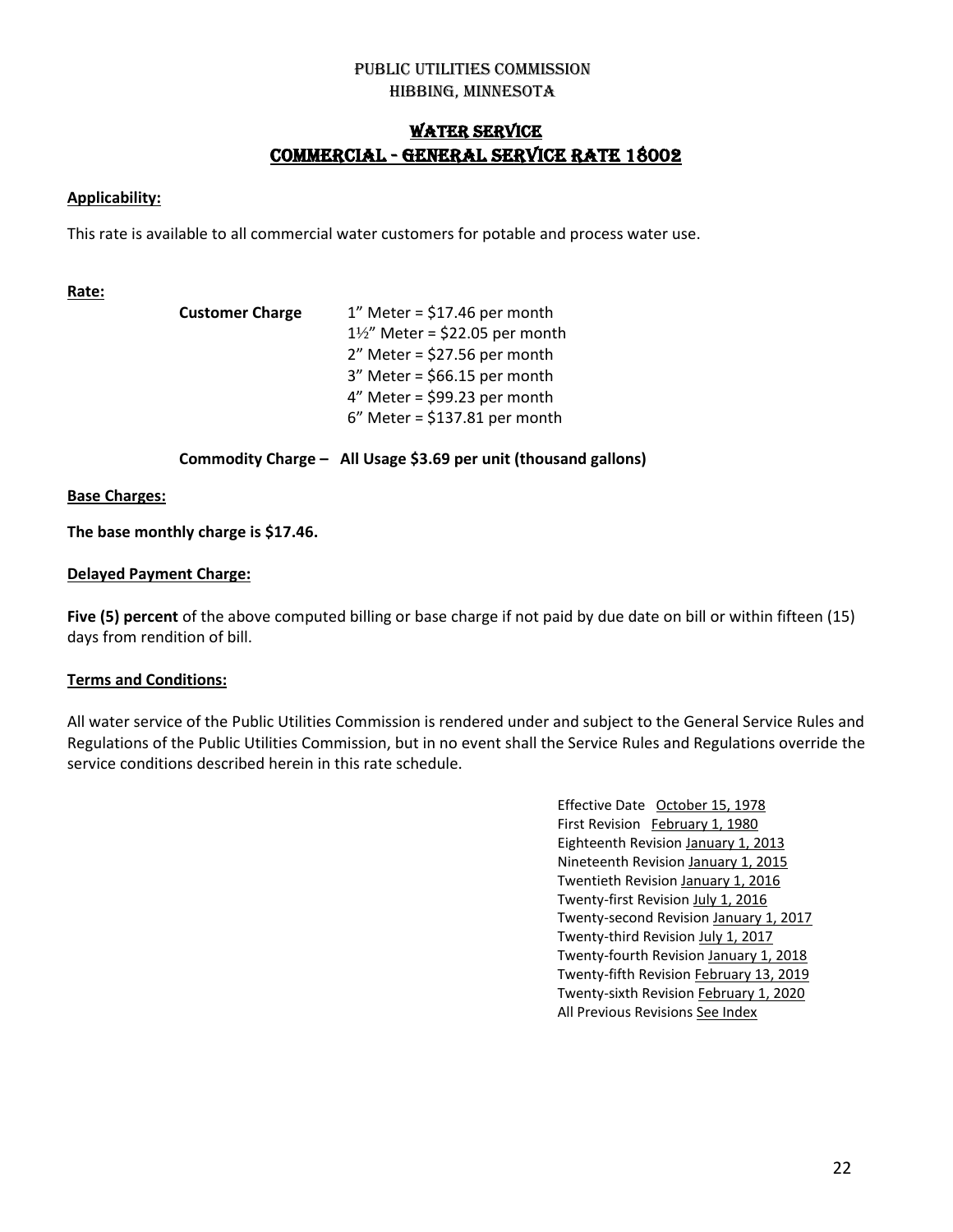PUBLIC UTILITIES COMMISSION

HIBBING, MINNESOTA

# WATER SERVICE

# COMMERCIAL - GENERAL SERVICE RATE 18002

**Applicability:**

This rate is available to all commercial water customers for potable and process water use.

**Rate:**

**Customer Charge**

1" Meter = $17.46 per month
1½" Meter = $22.05 per month
2" Meter = $27.56 per month
3" Meter = $66.15 per month
4" Meter = $99.23 per month
6" Meter = $137.81 per month

**Commodity Charge – All Usage $3.69 per unit (thousand gallons)**

**Base Charges:**

**The base monthly charge is $17.46.**

**Delayed Payment Charge:**

**Five (5) percent** of the above computed billing or base charge if not paid by due date on bill or within fifteen (15) days from rendition of bill.

**Terms and Conditions:**

All water service of the Public Utilities Commission is rendered under and subject to the General Service Rules and Regulations of the Public Utilities Commission, but in no event shall the Service Rules and Regulations override the service conditions described herein in this rate schedule.

Effective Date October 15, 1978
First Revision February 1, 1980
Eighteenth Revision January 1, 2013
Nineteenth Revision January 1, 2015
Twentieth Revision January 1, 2016
Twenty-first Revision July 1, 2016
Twenty-second Revision January 1, 2017
Twenty-third Revision July 1, 2017
Twenty-fourth Revision January 1, 2018
Twenty-fifth Revision February 13, 2019
Twenty-sixth Revision February 1, 2020
All Previous Revisions See Index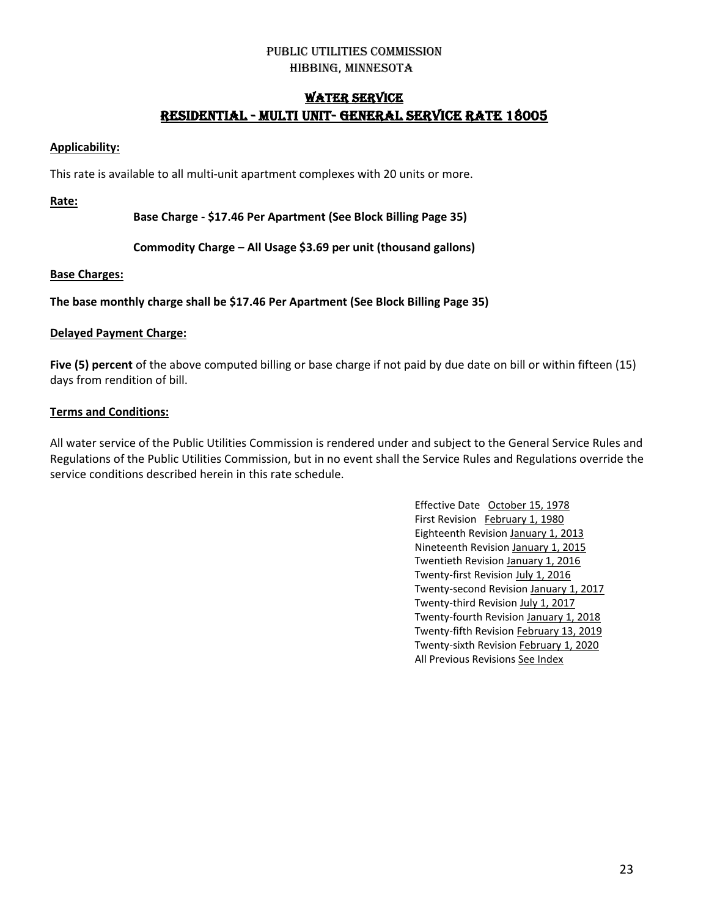PUBLIC UTILITIES COMMISSION
HIBBING, MINNESOTA

# WATER SERVICE

# RESIDENTIAL - MULTI UNIT- GENERAL SERVICE RATE 18005

**Applicability:**

This rate is available to all multi-unit apartment complexes with 20 units or more.

**Rate:**

**Base Charge - $17.46 Per Apartment (See Block Billing Page 35)**

**Commodity Charge – All Usage $3.69 per unit (thousand gallons)**

**Base Charges:**

**The base monthly charge shall be $17.46 Per Apartment (See Block Billing Page 35)**

**Delayed Payment Charge:**

**Five (5) percent** of the above computed billing or base charge if not paid by due date on bill or within fifteen (15) days from rendition of bill.

**Terms and Conditions:**

All water service of the Public Utilities Commission is rendered under and subject to the General Service Rules and Regulations of the Public Utilities Commission, but in no event shall the Service Rules and Regulations override the service conditions described herein in this rate schedule.

Effective Date October 15, 1978
First Revision February 1, 1980
Eighteenth Revision January 1, 2013
Nineteenth Revision January 1, 2015
Twentieth Revision January 1, 2016
Twenty-first Revision July 1, 2016
Twenty-second Revision January 1, 2017
Twenty-third Revision July 1, 2017
Twenty-fourth Revision January 1, 2018
Twenty-fifth Revision February 13, 2019
Twenty-sixth Revision February 1, 2020
All Previous Revisions See Index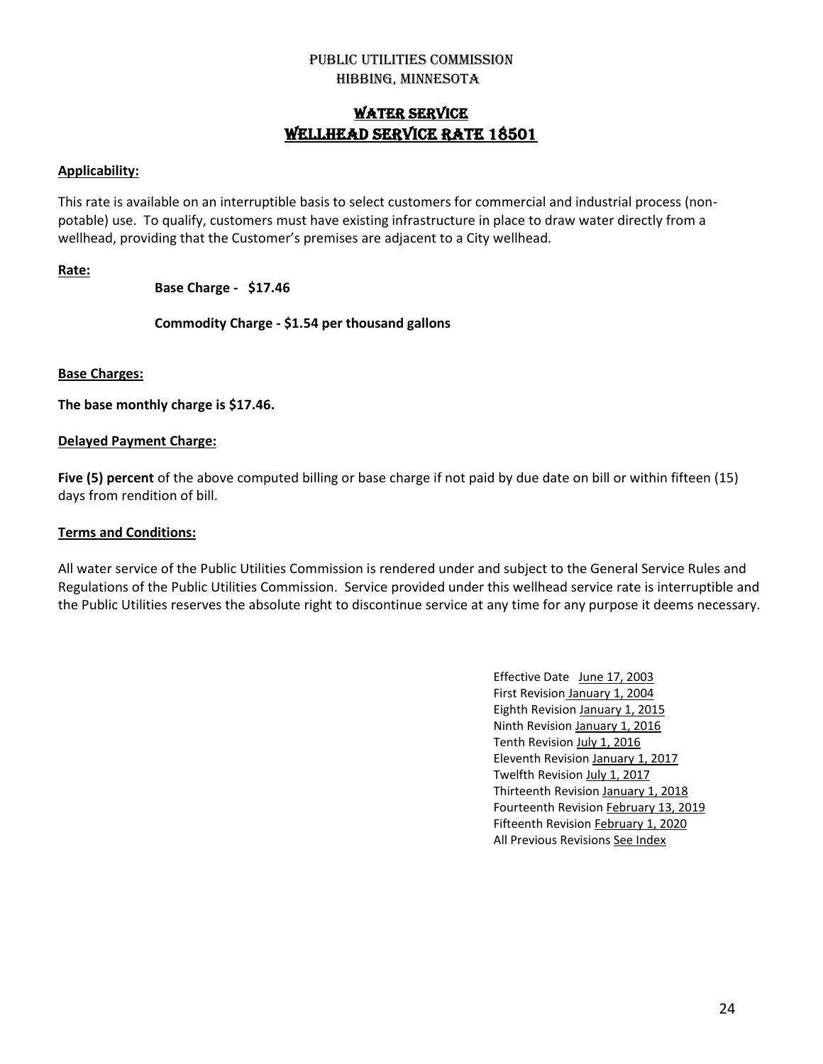# PUBLIC UTILITIES COMMISSION
# HIBBING, MINNESOTA

## WATER SERVICE
## WELLHEAD SERVICE RATE 18501

**Applicability:**

This rate is available on an interruptible basis to select customers for commercial and industrial process (non-potable) use. To qualify, customers must have existing infrastructure in place to draw water directly from a wellhead, providing that the Customer's premises are adjacent to a City wellhead.

**Rate:**

**Base Charge - $17.46**

**Commodity Charge - $1.54 per thousand gallons**

**Base Charges:**

**The base monthly charge is $17.46.**

**Delayed Payment Charge:**

**Five (5) percent** of the above computed billing or base charge if not paid by due date on bill or within fifteen (15) days from rendition of bill.

**Terms and Conditions:**

All water service of the Public Utilities Commission is rendered under and subject to the General Service Rules and Regulations of the Public Utilities Commission. Service provided under this wellhead service rate is interruptible and the Public Utilities reserves the absolute right to discontinue service at any time for any purpose it deems necessary.

Effective Date June 17, 2003
First Revision January 1, 2004
Eighth Revision January 1, 2015
Ninth Revision January 1, 2016
Tenth Revision July 1, 2016
Eleventh Revision January 1, 2017
Twelfth Revision July 1, 2017
Thirteenth Revision January 1, 2018
Fourteenth Revision February 13, 2019
Fifteenth Revision February 1, 2020
All Previous Revisions See Index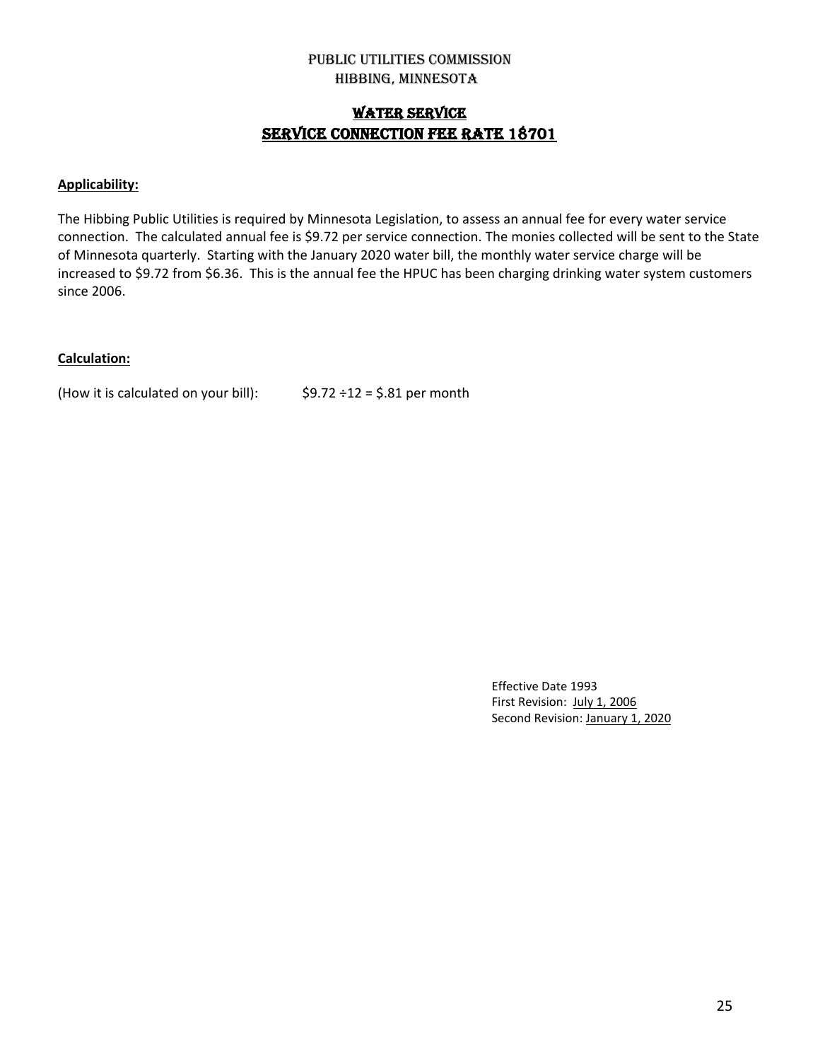# PUBLIC UTILITIES COMMISSION
# HIBBING, MINNESOTA

## WATER SERVICE
## SERVICE CONNECTION FEE RATE 18701

**Applicability:**

The Hibbing Public Utilities is required by Minnesota Legislation, to assess an annual fee for every water service connection. The calculated annual fee is $9.72 per service connection. The monies collected will be sent to the State of Minnesota quarterly. Starting with the January 2020 water bill, the monthly water service charge will be increased to $9.72 from $6.36. This is the annual fee the HPUC has been charging drinking water system customers since 2006.

**Calculation:**

(How it is calculated on your bill): $9.72 ÷12 = $.81 per month

Effective Date 1993
First Revision: July 1, 2006
Second Revision: January 1, 2020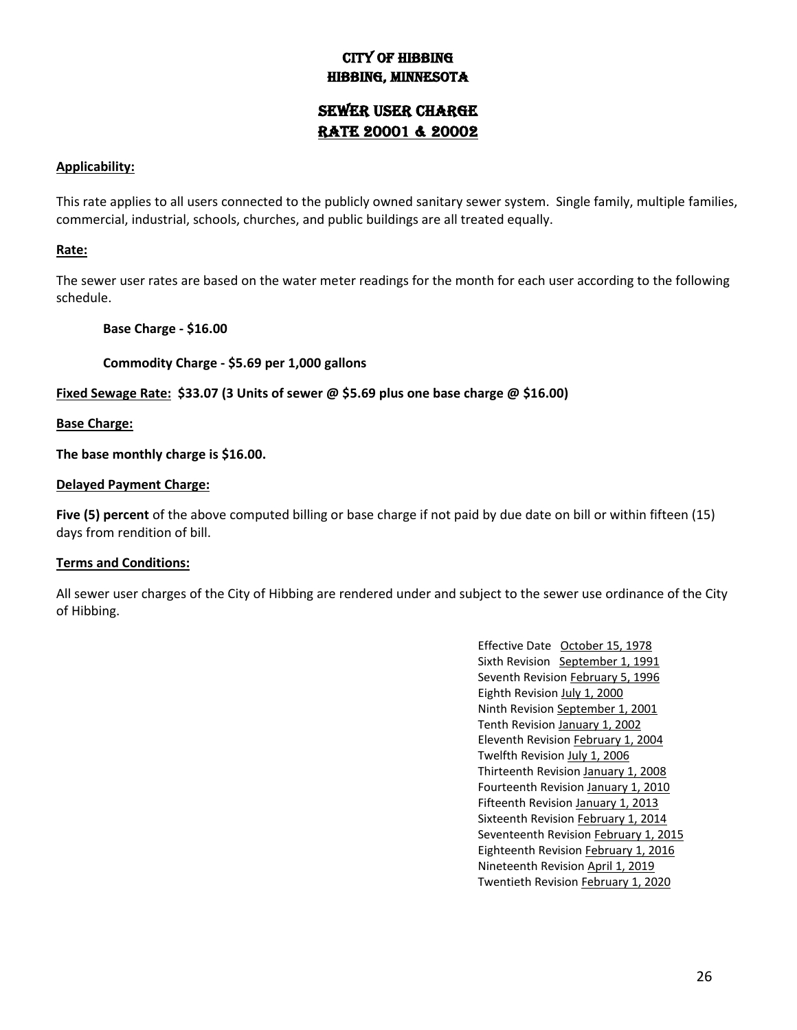# CITY OF HIBBING
## HIBBING, MINNESOTA

# SEWER USER CHARGE
## RATE 20001 & 20002

**Applicability:**

This rate applies to all users connected to the publicly owned sanitary sewer system. Single family, multiple families, commercial, industrial, schools, churches, and public buildings are all treated equally.

**Rate:**

The sewer user rates are based on the water meter readings for the month for each user according to the following schedule.

**Base Charge - $16.00**

**Commodity Charge - $5.69 per 1,000 gallons**

**Fixed Sewage Rate: $33.07 (3 Units of sewer @ $5.69 plus one base charge @ $16.00)**

**Base Charge:**

**The base monthly charge is $16.00.**

**Delayed Payment Charge:**

**Five (5) percent** of the above computed billing or base charge if not paid by due date on bill or within fifteen (15) days from rendition of bill.

**Terms and Conditions:**

All sewer user charges of the City of Hibbing are rendered under and subject to the sewer use ordinance of the City of Hibbing.

Effective Date October 15, 1978
Sixth Revision September 1, 1991
Seventh Revision February 5, 1996
Eighth Revision July 1, 2000
Ninth Revision September 1, 2001
Tenth Revision January 1, 2002
Eleventh Revision February 1, 2004
Twelfth Revision July 1, 2006
Thirteenth Revision January 1, 2008
Fourteenth Revision January 1, 2010
Fifteenth Revision January 1, 2013
Sixteenth Revision February 1, 2014
Seventeenth Revision February 1, 2015
Eighteenth Revision February 1, 2016
Nineteenth Revision April 1, 2019
Twentieth Revision February 1, 2020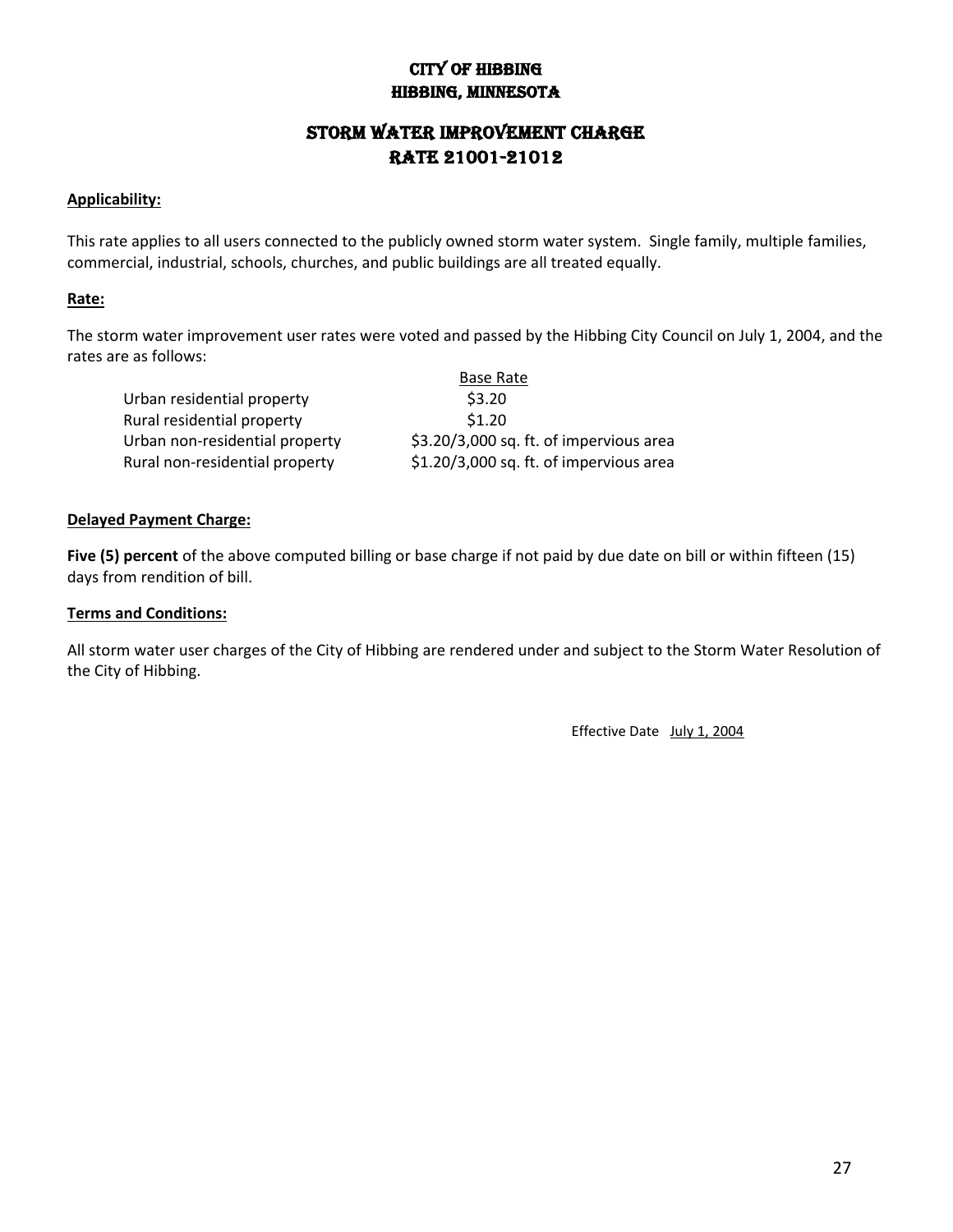# CITY OF HIBBING
# HIBBING, MINNESOTA

## STORM WATER IMPROVEMENT CHARGE
## RATE 21001-21012

**Applicability:**

This rate applies to all users connected to the publicly owned storm water system. Single family, multiple families, commercial, industrial, schools, churches, and public buildings are all treated equally.

**Rate:**

The storm water improvement user rates were voted and passed by the Hibbing City Council on July 1, 2004, and the rates are as follows:

| | Base Rate |
|---|---|
| Urban residential property | $3.20 |
| Rural residential property | $1.20 |
| Urban non-residential property | $3.20/3,000 sq. ft. of impervious area |
| Rural non-residential property | $1.20/3,000 sq. ft. of impervious area |

**Delayed Payment Charge:**

**Five (5) percent** of the above computed billing or base charge if not paid by due date on bill or within fifteen (15) days from rendition of bill.

**Terms and Conditions:**

All storm water user charges of the City of Hibbing are rendered under and subject to the Storm Water Resolution of the City of Hibbing.

Effective Date July 1, 2004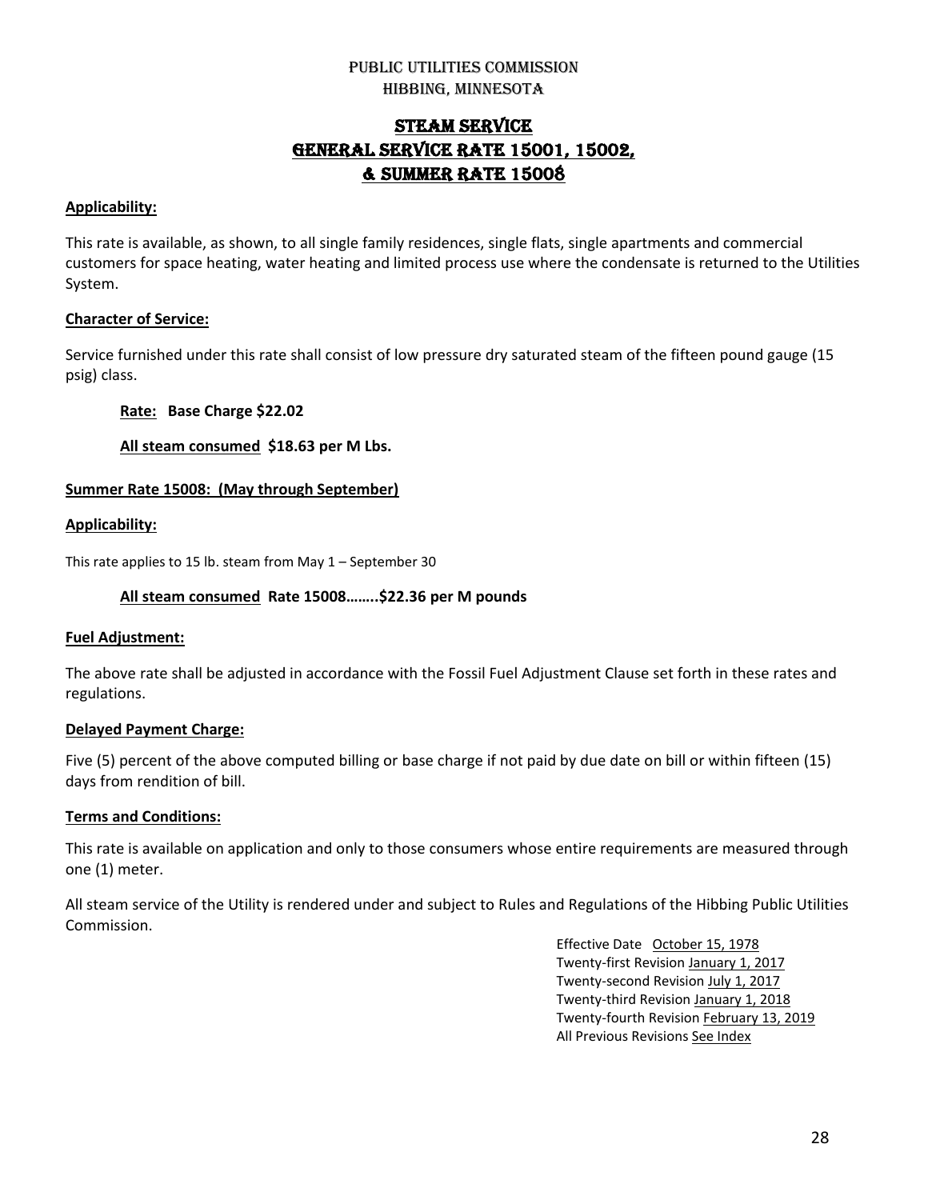PUBLIC UTILITIES COMMISSION
HIBBING, MINNESOTA

# STEAM SERVICE
# GENERAL SERVICE RATE 15001, 15002, & SUMMER RATE 15008

**Applicability:**

This rate is available, as shown, to all single family residences, single flats, single apartments and commercial customers for space heating, water heating and limited process use where the condensate is returned to the Utilities System.

**Character of Service:**

Service furnished under this rate shall consist of low pressure dry saturated steam of the fifteen pound gauge (15 psig) class.

**Rate:** **Base Charge $22.02**

**All steam consumed** **$18.63 per M Lbs.**

**Summer Rate 15008: (May through September)**

**Applicability:**

This rate applies to 15 lb. steam from May 1 – September 30

**All steam consumed** **Rate 15008……..$22.36 per M pounds**

**Fuel Adjustment:**

The above rate shall be adjusted in accordance with the Fossil Fuel Adjustment Clause set forth in these rates and regulations.

**Delayed Payment Charge:**

Five (5) percent of the above computed billing or base charge if not paid by due date on bill or within fifteen (15) days from rendition of bill.

**Terms and Conditions:**

This rate is available on application and only to those consumers whose entire requirements are measured through one (1) meter.

All steam service of the Utility is rendered under and subject to Rules and Regulations of the Hibbing Public Utilities Commission.

Effective Date October 15, 1978
Twenty-first Revision January 1, 2017
Twenty-second Revision July 1, 2017
Twenty-third Revision January 1, 2018
Twenty-fourth Revision February 13, 2019
All Previous Revisions See Index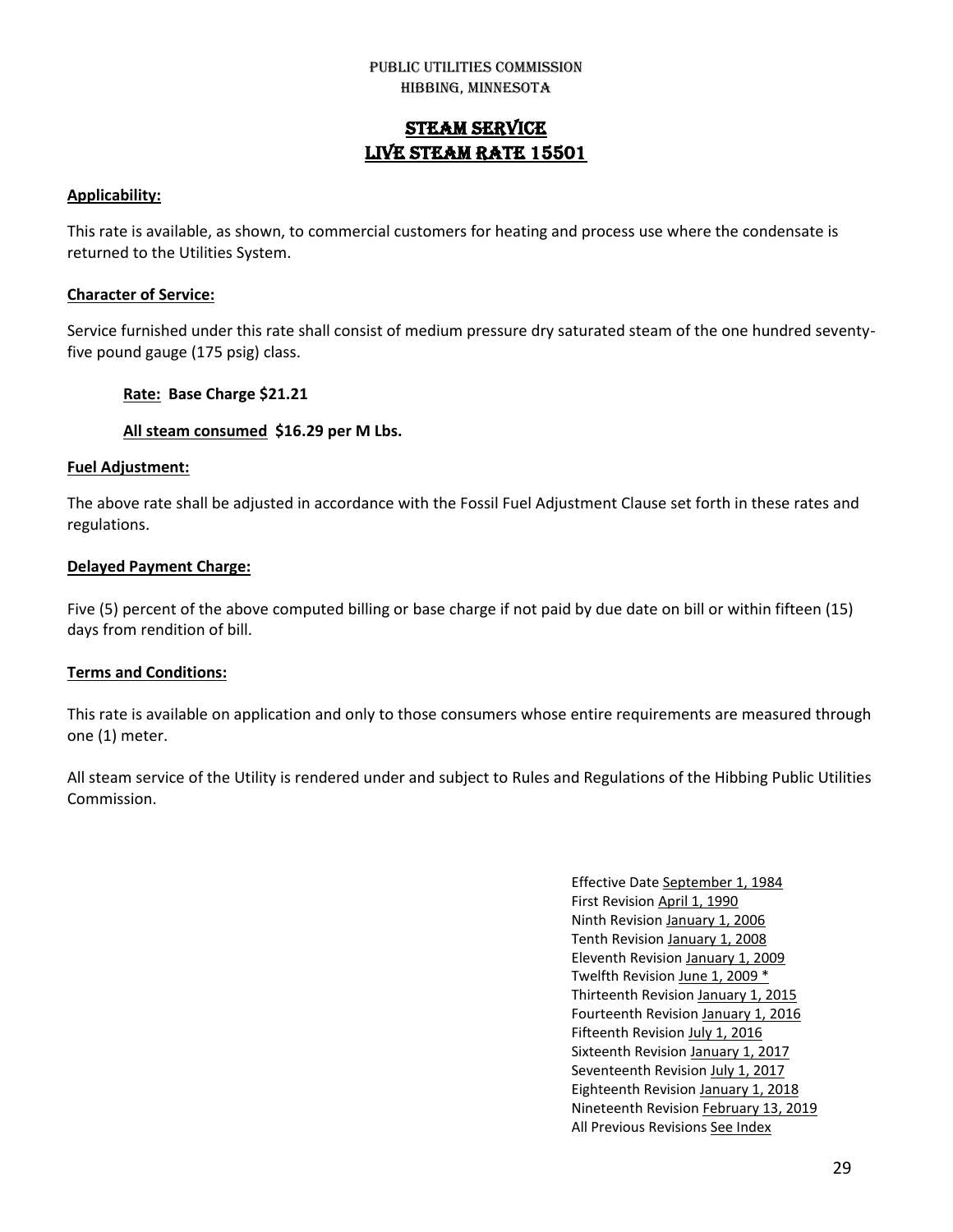PUBLIC UTILITIES COMMISSION
HIBBING, MINNESOTA

# STEAM SERVICE
# LIVE STEAM RATE 15501

**Applicability:**

This rate is available, as shown, to commercial customers for heating and process use where the condensate is returned to the Utilities System.

**Character of Service:**

Service furnished under this rate shall consist of medium pressure dry saturated steam of the one hundred seventy-five pound gauge (175 psig) class.

**Rate: Base Charge $21.21**

**All steam consumed $16.29 per M Lbs.**

**Fuel Adjustment:**

The above rate shall be adjusted in accordance with the Fossil Fuel Adjustment Clause set forth in these rates and regulations.

**Delayed Payment Charge:**

Five (5) percent of the above computed billing or base charge if not paid by due date on bill or within fifteen (15) days from rendition of bill.

**Terms and Conditions:**

This rate is available on application and only to those consumers whose entire requirements are measured through one (1) meter.

All steam service of the Utility is rendered under and subject to Rules and Regulations of the Hibbing Public Utilities Commission.

Effective Date September 1, 1984
First Revision April 1, 1990
Ninth Revision January 1, 2006
Tenth Revision January 1, 2008
Eleventh Revision January 1, 2009
Twelfth Revision June 1, 2009 *
Thirteenth Revision January 1, 2015
Fourteenth Revision January 1, 2016
Fifteenth Revision July 1, 2016
Sixteenth Revision January 1, 2017
Seventeenth Revision July 1, 2017
Eighteenth Revision January 1, 2018
Nineteenth Revision February 13, 2019
All Previous Revisions See Index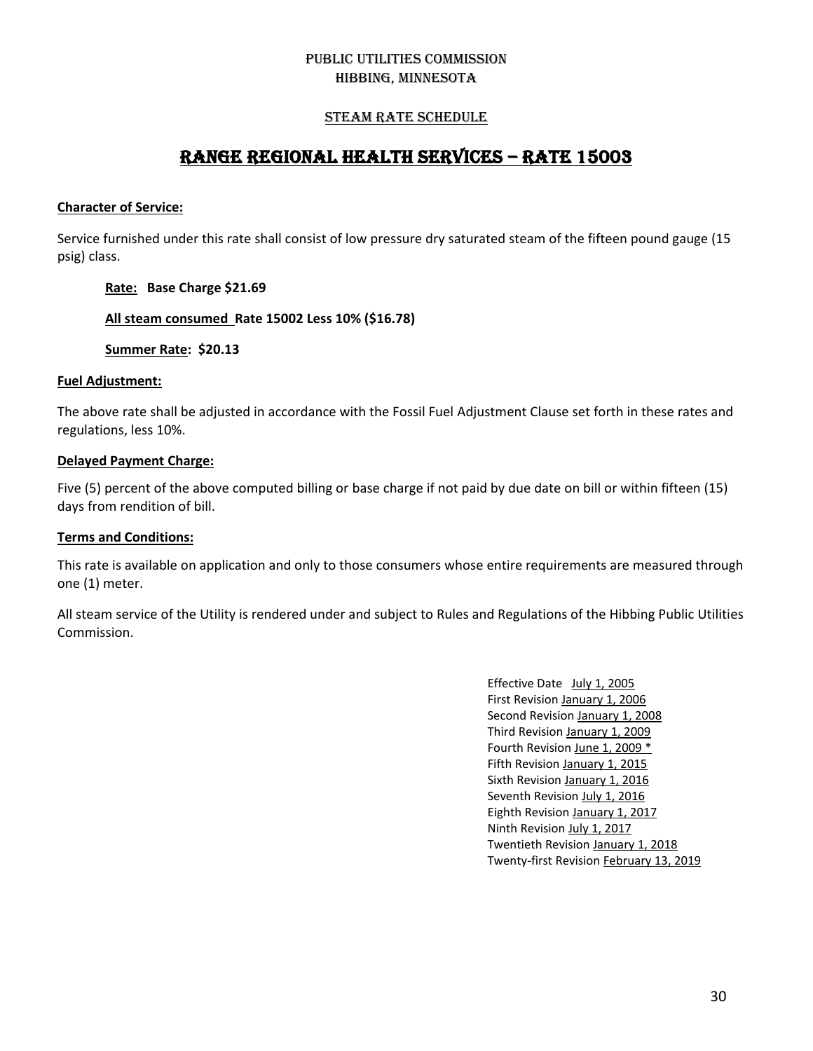PUBLIC UTILITIES COMMISSION
HIBBING, MINNESOTA

STEAM RATE SCHEDULE

# RANGE REGIONAL HEALTH SERVICES – RATE 15003

**Character of Service:**

Service furnished under this rate shall consist of low pressure dry saturated steam of the fifteen pound gauge (15 psig) class.

**Rate: Base Charge $21.69**

**All steam consumed Rate 15002 Less 10% ($16.78)**

**Summer Rate: $20.13**

**Fuel Adjustment:**

The above rate shall be adjusted in accordance with the Fossil Fuel Adjustment Clause set forth in these rates and regulations, less 10%.

**Delayed Payment Charge:**

Five (5) percent of the above computed billing or base charge if not paid by due date on bill or within fifteen (15) days from rendition of bill.

**Terms and Conditions:**

This rate is available on application and only to those consumers whose entire requirements are measured through one (1) meter.

All steam service of the Utility is rendered under and subject to Rules and Regulations of the Hibbing Public Utilities Commission.

Effective Date July 1, 2005
First Revision January 1, 2006
Second Revision January 1, 2008
Third Revision January 1, 2009
Fourth Revision June 1, 2009 *
Fifth Revision January 1, 2015
Sixth Revision January 1, 2016
Seventh Revision July 1, 2016
Eighth Revision January 1, 2017
Ninth Revision July 1, 2017
Twentieth Revision January 1, 2018
Twenty-first Revision February 13, 2019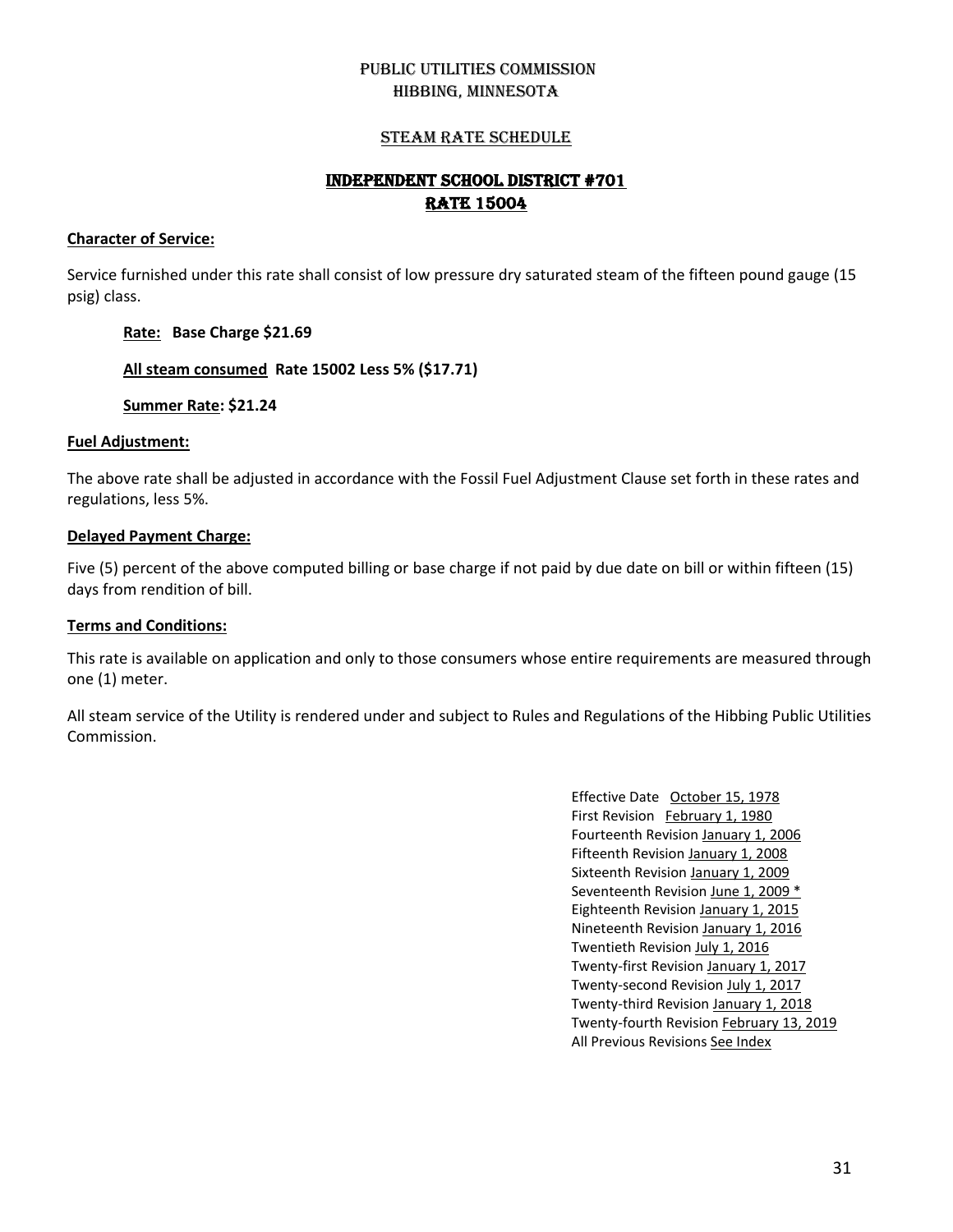# PUBLIC UTILITIES COMMISSION
# HIBBING, MINNESOTA

## STEAM RATE SCHEDULE

## INDEPENDENT SCHOOL DISTRICT #701
## RATE 15004

**Character of Service:**

Service furnished under this rate shall consist of low pressure dry saturated steam of the fifteen pound gauge (15 psig) class.

**Rate: Base Charge $21.69**

**All steam consumed Rate 15002 Less 5% ($17.71)**

**Summer Rate: $21.24**

**Fuel Adjustment:**

The above rate shall be adjusted in accordance with the Fossil Fuel Adjustment Clause set forth in these rates and regulations, less 5%.

**Delayed Payment Charge:**

Five (5) percent of the above computed billing or base charge if not paid by due date on bill or within fifteen (15) days from rendition of bill.

**Terms and Conditions:**

This rate is available on application and only to those consumers whose entire requirements are measured through one (1) meter.

All steam service of the Utility is rendered under and subject to Rules and Regulations of the Hibbing Public Utilities Commission.

Effective Date October 15, 1978
First Revision February 1, 1980
Fourteenth Revision January 1, 2006
Fifteenth Revision January 1, 2008
Sixteenth Revision January 1, 2009
Seventeenth Revision June 1, 2009 *
Eighteenth Revision January 1, 2015
Nineteenth Revision January 1, 2016
Twentieth Revision July 1, 2016
Twenty-first Revision January 1, 2017
Twenty-second Revision July 1, 2017
Twenty-third Revision January 1, 2018
Twenty-fourth Revision February 13, 2019
All Previous Revisions See Index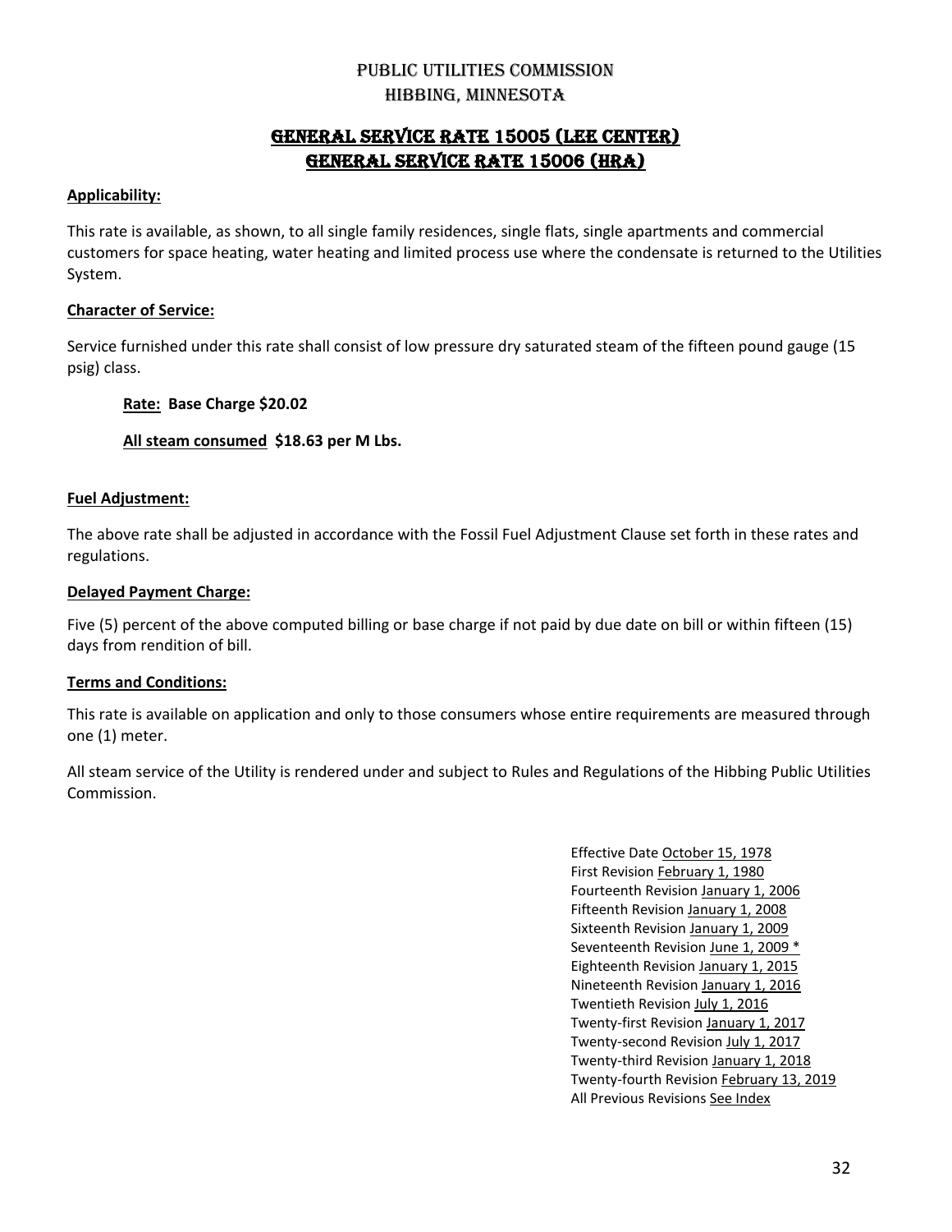# PUBLIC UTILITIES COMMISSION
# HIBBING, MINNESOTA

## GENERAL SERVICE RATE 15005 (LEE CENTER)
## GENERAL SERVICE RATE 15006 (HRA)

**Applicability:**

This rate is available, as shown, to all single family residences, single flats, single apartments and commercial customers for space heating, water heating and limited process use where the condensate is returned to the Utilities System.

**Character of Service:**

Service furnished under this rate shall consist of low pressure dry saturated steam of the fifteen pound gauge (15 psig) class.

**Rate: Base Charge $20.02**

**All steam consumed $18.63 per M Lbs.**

**Fuel Adjustment:**

The above rate shall be adjusted in accordance with the Fossil Fuel Adjustment Clause set forth in these rates and regulations.

**Delayed Payment Charge:**

Five (5) percent of the above computed billing or base charge if not paid by due date on bill or within fifteen (15) days from rendition of bill.

**Terms and Conditions:**

This rate is available on application and only to those consumers whose entire requirements are measured through one (1) meter.

All steam service of the Utility is rendered under and subject to Rules and Regulations of the Hibbing Public Utilities Commission.

Effective Date October 15, 1978
First Revision February 1, 1980
Fourteenth Revision January 1, 2006
Fifteenth Revision January 1, 2008
Sixteenth Revision January 1, 2009
Seventeenth Revision June 1, 2009 *
Eighteenth Revision January 1, 2015
Nineteenth Revision January 1, 2016
Twentieth Revision July 1, 2016
Twenty-first Revision January 1, 2017
Twenty-second Revision July 1, 2017
Twenty-third Revision January 1, 2018
Twenty-fourth Revision February 13, 2019
All Previous Revisions See Index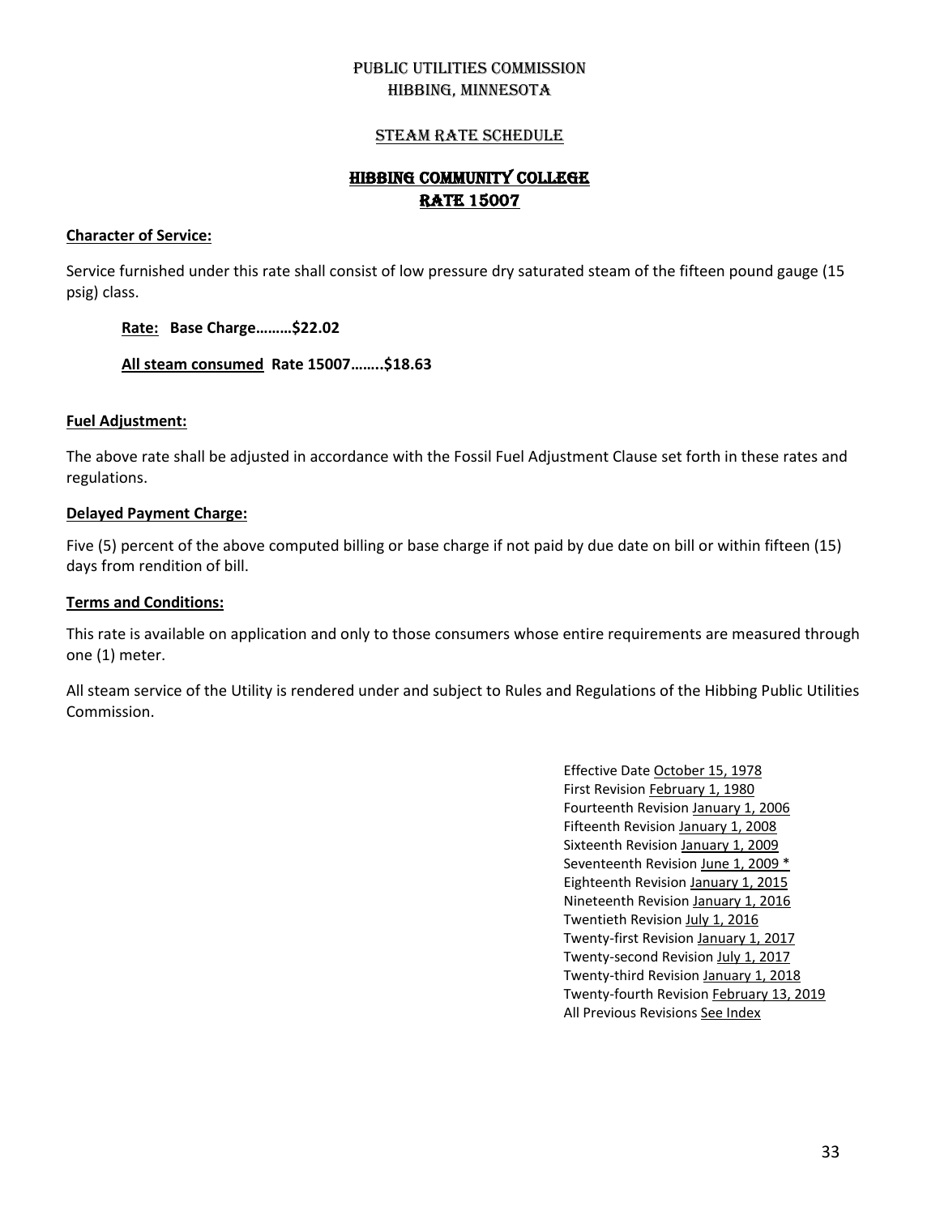# PUBLIC UTILITIES COMMISSION
# HIBBING, MINNESOTA

## STEAM RATE SCHEDULE

## HIBBING COMMUNITY COLLEGE
## RATE 15007

**Character of Service:**

Service furnished under this rate shall consist of low pressure dry saturated steam of the fifteen pound gauge (15 psig) class.

**Rate: Base Charge………$22.02**

**All steam consumed Rate 15007……..$18.63**

**Fuel Adjustment:**

The above rate shall be adjusted in accordance with the Fossil Fuel Adjustment Clause set forth in these rates and regulations.

**Delayed Payment Charge:**

Five (5) percent of the above computed billing or base charge if not paid by due date on bill or within fifteen (15) days from rendition of bill.

**Terms and Conditions:**

This rate is available on application and only to those consumers whose entire requirements are measured through one (1) meter.

All steam service of the Utility is rendered under and subject to Rules and Regulations of the Hibbing Public Utilities Commission.

Effective Date October 15, 1978
First Revision February 1, 1980
Fourteenth Revision January 1, 2006
Fifteenth Revision January 1, 2008
Sixteenth Revision January 1, 2009
Seventeenth Revision June 1, 2009 *
Eighteenth Revision January 1, 2015
Nineteenth Revision January 1, 2016
Twentieth Revision July 1, 2016
Twenty-first Revision January 1, 2017
Twenty-second Revision July 1, 2017
Twenty-third Revision January 1, 2018
Twenty-fourth Revision February 13, 2019
All Previous Revisions See Index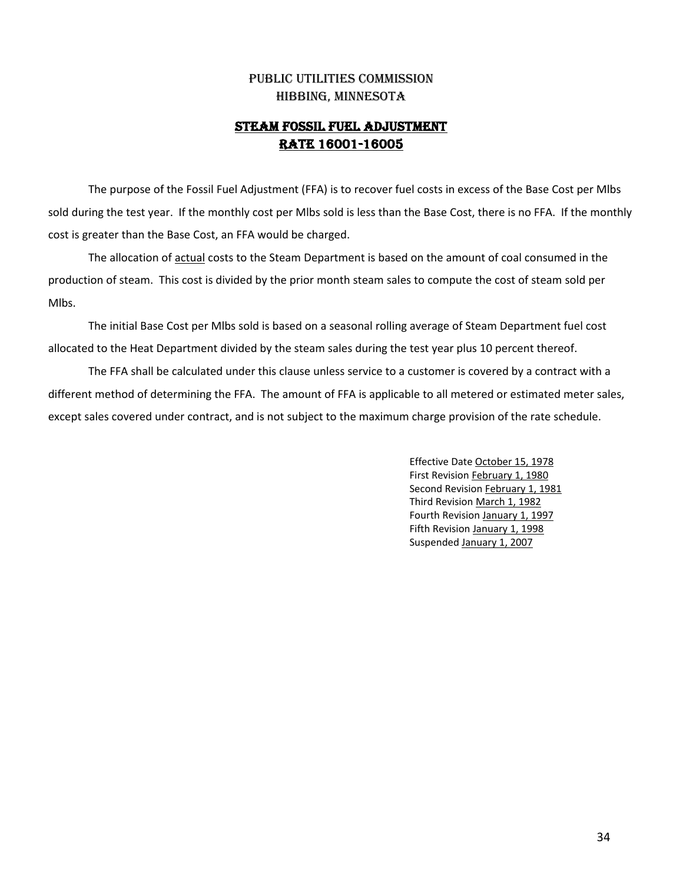PUBLIC UTILITIES COMMISSION
HIBBING, MINNESOTA

# STEAM FOSSIL FUEL ADJUSTMENT
# RATE 16001-16005

The purpose of the Fossil Fuel Adjustment (FFA) is to recover fuel costs in excess of the Base Cost per Mlbs sold during the test year. If the monthly cost per Mlbs sold is less than the Base Cost, there is no FFA. If the monthly cost is greater than the Base Cost, an FFA would be charged.

The allocation of actual costs to the Steam Department is based on the amount of coal consumed in the production of steam. This cost is divided by the prior month steam sales to compute the cost of steam sold per Mlbs.

The initial Base Cost per Mlbs sold is based on a seasonal rolling average of Steam Department fuel cost allocated to the Heat Department divided by the steam sales during the test year plus 10 percent thereof.

The FFA shall be calculated under this clause unless service to a customer is covered by a contract with a different method of determining the FFA. The amount of FFA is applicable to all metered or estimated meter sales, except sales covered under contract, and is not subject to the maximum charge provision of the rate schedule.

Effective Date October 15, 1978
First Revision February 1, 1980
Second Revision February 1, 1981
Third Revision March 1, 1982
Fourth Revision January 1, 1997
Fifth Revision January 1, 1998
Suspended January 1, 2007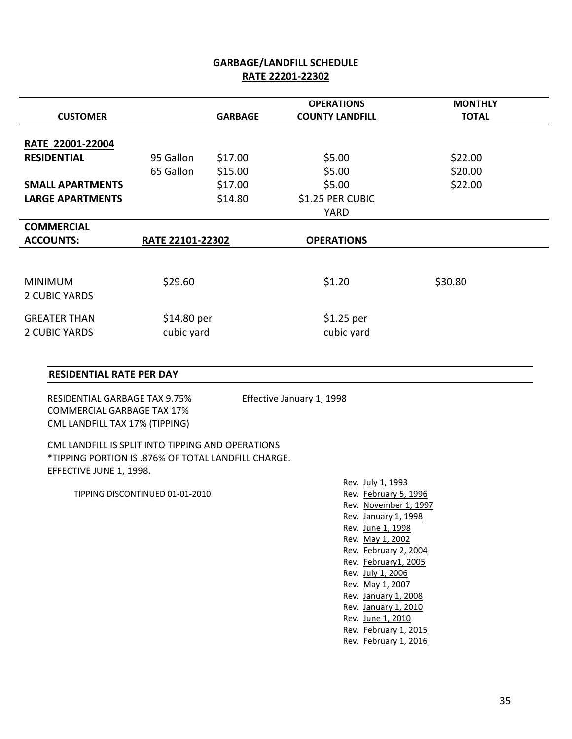## GARBAGE/LANDFILL SCHEDULE
## RATE 22201-22302

| CUSTOMER | | GARBAGE | OPERATIONS COUNTY LANDFILL | MONTHLY TOTAL |
|---|---|---|---|---|
| **RATE 22001-22004** | | | | |
| **RESIDENTIAL** | 95 Gallon | $17.00 | $5.00 | $22.00 |
| | 65 Gallon | $15.00 | $5.00 | $20.00 |
| **SMALL APARTMENTS** | | $17.00 | $5.00 | $22.00 |
| **LARGE APARTMENTS** | | $14.80 | $1.25 PER CUBIC YARD | |
| **COMMERCIAL ACCOUNTS:** | **RATE 22101-22302** | | **OPERATIONS** | |
| MINIMUM 2 CUBIC YARDS | $29.60 | | $1.20 | $30.80 |
| GREATER THAN 2 CUBIC YARDS | $14.80 per cubic yard | | $1.25 per cubic yard | |

**RESIDENTIAL RATE PER DAY**

RESIDENTIAL GARBAGE TAX 9.75% Effective January 1, 1998
COMMERCIAL GARBAGE TAX 17%
CML LANDFILL TAX 17% (TIPPING)

CML LANDFILL IS SPLIT INTO TIPPING AND OPERATIONS
*TIPPING PORTION IS .876% OF TOTAL LANDFILL CHARGE.
EFFECTIVE JUNE 1, 1998.

TIPPING DISCONTINUED 01-01-2010

Rev. July 1, 1993
Rev. February 5, 1996
Rev. November 1, 1997
Rev. January 1, 1998
Rev. June 1, 1998
Rev. May 1, 2002
Rev. February 2, 2004
Rev. February1, 2005
Rev. July 1, 2006
Rev. May 1, 2007
Rev. January 1, 2008
Rev. January 1, 2010
Rev. June 1, 2010
Rev. February 1, 2015
Rev. February 1, 2016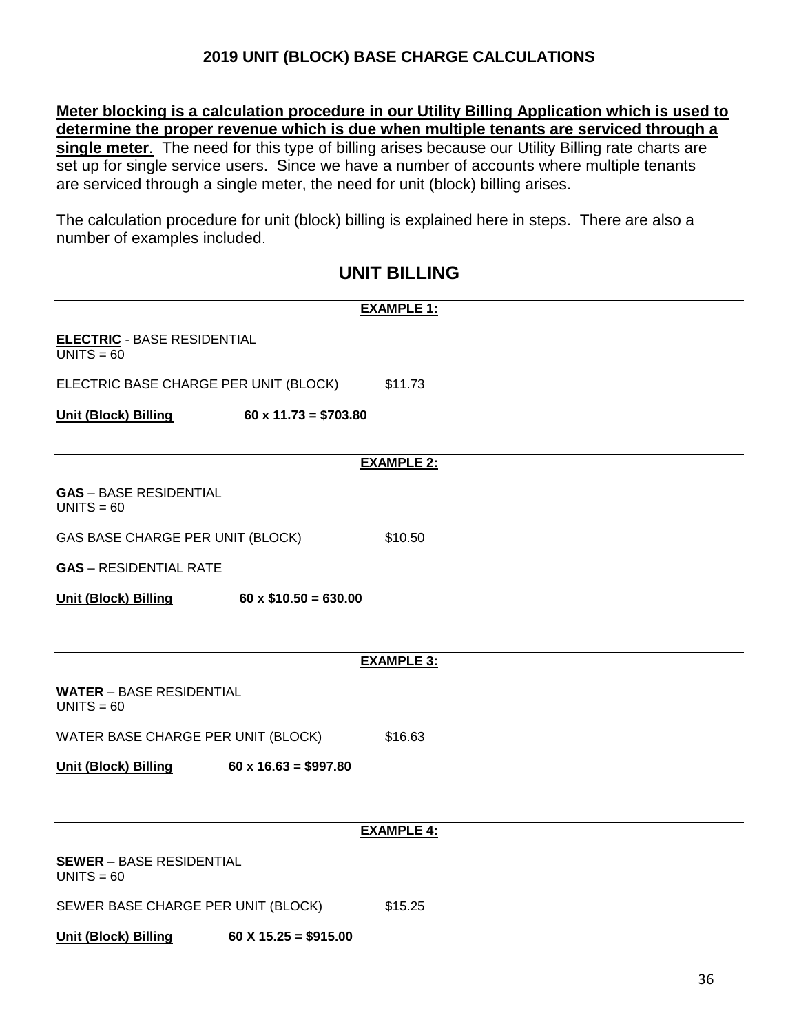## 2019 UNIT (BLOCK) BASE CHARGE CALCULATIONS

**Meter blocking is a calculation procedure in our Utility Billing Application which is used to determine the proper revenue which is due when multiple tenants are serviced through a single meter**. The need for this type of billing arises because our Utility Billing rate charts are set up for single service users. Since we have a number of accounts where multiple tenants are serviced through a single meter, the need for unit (block) billing arises.

The calculation procedure for unit (block) billing is explained here in steps. There are also a number of examples included.

# UNIT BILLING

---

**EXAMPLE 1:**

**ELECTRIC** - BASE RESIDENTIAL
UNITS = 60

ELECTRIC BASE CHARGE PER UNIT (BLOCK) $11.73

**Unit (Block) Billing** **60 x 11.73 = $703.80**

---

**EXAMPLE 2:**

**GAS** – BASE RESIDENTIAL
UNITS = 60

GAS BASE CHARGE PER UNIT (BLOCK) $10.50

**GAS** – RESIDENTIAL RATE

**Unit (Block) Billing** **60 x $10.50 = 630.00**

---

**EXAMPLE 3:**

**WATER** – BASE RESIDENTIAL
UNITS = 60

WATER BASE CHARGE PER UNIT (BLOCK) $16.63

**Unit (Block) Billing** **60 x 16.63 = $997.80**

---

**EXAMPLE 4:**

**SEWER** – BASE RESIDENTIAL
UNITS = 60

SEWER BASE CHARGE PER UNIT (BLOCK) $15.25

**Unit (Block) Billing** **60 X 15.25 = $915.00**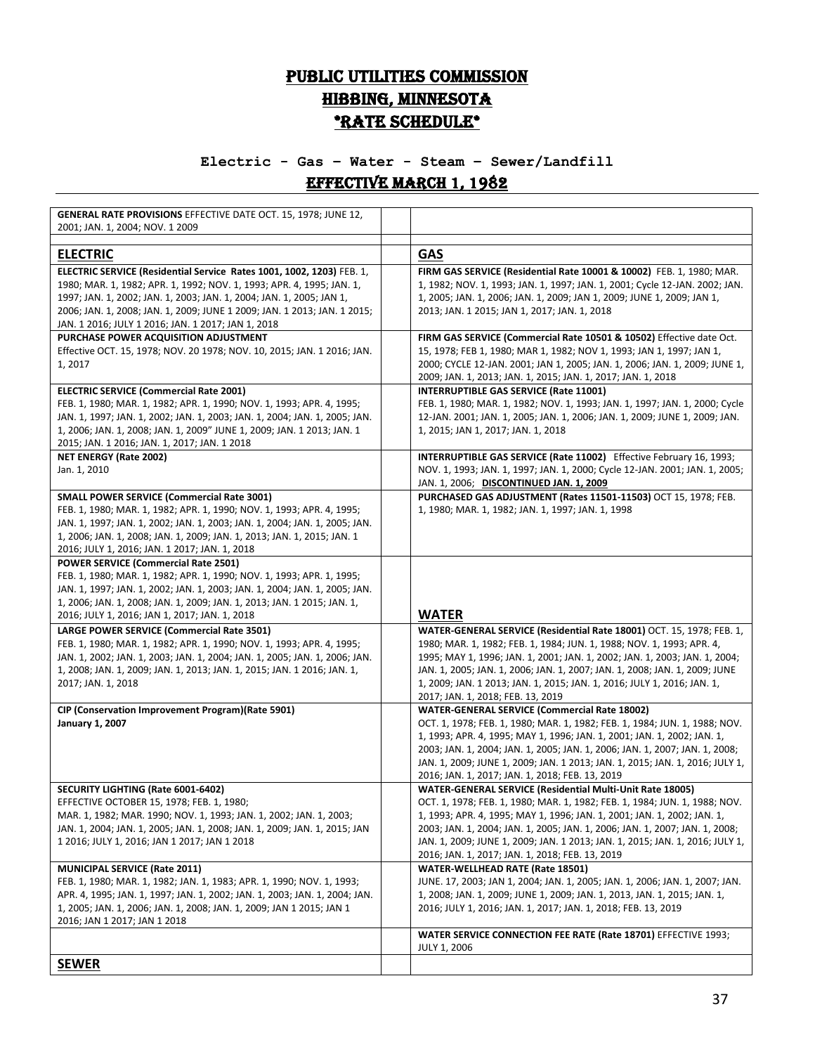# PUBLIC UTILITIES COMMISSION
# HIBBING, MINNESOTA
# "RATE SCHEDULE"

### Electric - Gas – Water - Steam – Sewer/Landfill

## EFFECTIVE MARCH 1, 1982

| | | |
|---|---|---|
| **GENERAL RATE PROVISIONS** EFFECTIVE DATE OCT. 15, 1978; JUNE 12, 2001; JAN. 1, 2004; NOV. 1 2009 | | |
| **ELECTRIC** | | **GAS** |
| **ELECTRIC SERVICE (Residential Service Rates 1001, 1002, 1203)** FEB. 1, 1980; MAR. 1, 1982; APR. 1, 1992; NOV. 1, 1993; APR. 4, 1995; JAN. 1, 1997; JAN. 1, 2002; JAN. 1, 2003; JAN. 1, 2004; JAN. 1, 2005; JAN 1, 2006; JAN. 1, 2008; JAN. 1, 2009; JUNE 1 2009; JAN. 1 2013; JAN. 1 2015; JAN. 1 2016; JULY 1 2016; JAN. 1 2017; JAN 1, 2018 | | **FIRM GAS SERVICE (Residential Rate 10001 & 10002)** FEB. 1, 1980; MAR. 1, 1982; NOV. 1, 1993; JAN. 1, 1997; JAN. 1, 2001; Cycle 12-JAN. 2002; JAN. 1, 2005; JAN. 1, 2006; JAN. 1, 2009; JAN 1, 2009; JUNE 1, 2009; JAN 1, 2013; JAN. 1 2015; JAN 1, 2017; JAN. 1, 2018 |
| **PURCHASE POWER ACQUISITION ADJUSTMENT** Effective OCT. 15, 1978; NOV. 20 1978; NOV. 10, 2015; JAN. 1 2016; JAN. 1, 2017 | | **FIRM GAS SERVICE (Commercial Rate 10501 & 10502)** Effective date Oct. 15, 1978; FEB 1, 1980; MAR 1, 1982; NOV 1, 1993; JAN 1, 1997; JAN 1, 2000; CYCLE 12-JAN. 2001; JAN 1, 2005; JAN. 1, 2006; JAN. 1, 2009; JUNE 1, 2009; JAN. 1, 2013; JAN. 1, 2015; JAN. 1, 2017; JAN. 1, 2018 |
| **ELECTRIC SERVICE (Commercial Rate 2001)** FEB. 1, 1980; MAR. 1, 1982; APR. 1, 1990; NOV. 1, 1993; APR. 4, 1995; JAN. 1, 1997; JAN. 1, 2002; JAN. 1, 2003; JAN. 1, 2004; JAN. 1, 2005; JAN. 1, 2006; JAN. 1, 2008; JAN. 1, 2009" JUNE 1, 2009; JAN. 1 2013; JAN. 1 2015; JAN. 1 2016; JAN. 1, 2017; JAN. 1 2018 | | **INTERRUPTIBLE GAS SERVICE (Rate 11001)** FEB. 1, 1980; MAR. 1, 1982; NOV. 1, 1993; JAN. 1, 1997; JAN. 1, 2000; Cycle 12-JAN. 2001; JAN. 1, 2005; JAN. 1, 2006; JAN. 1, 2009; JUNE 1, 2009; JAN. 1, 2015; JAN 1, 2017; JAN. 1, 2018 |
| **NET ENERGY (Rate 2002)** Jan. 1, 2010 | | **INTERRUPTIBLE GAS SERVICE (Rate 11002)** Effective February 16, 1993; NOV. 1, 1993; JAN. 1, 1997; JAN. 1, 2000; Cycle 12-JAN. 2001; JAN. 1, 2005; JAN. 1, 2006; **DISCONTINUED JAN. 1, 2009** |
| **SMALL POWER SERVICE (Commercial Rate 3001)** FEB. 1, 1980; MAR. 1, 1982; APR. 1, 1990; NOV. 1, 1993; APR. 4, 1995; JAN. 1, 1997; JAN. 1, 2002; JAN. 1, 2003; JAN. 1, 2004; JAN. 1, 2005; JAN. 1, 2006; JAN. 1, 2008; JAN. 1, 2009; JAN. 1, 2013; JAN. 1, 2015; JAN. 1 2016; JULY 1, 2016; JAN. 1 2017; JAN. 1, 2018 | | **PURCHASED GAS ADJUSTMENT (Rates 11501-11503)** OCT 15, 1978; FEB. 1, 1980; MAR. 1, 1982; JAN. 1, 1997; JAN. 1, 1998 |
| **POWER SERVICE (Commercial Rate 2501)** FEB. 1, 1980; MAR. 1, 1982; APR. 1, 1990; NOV. 1, 1993; APR. 1, 1995; JAN. 1, 1997; JAN. 1, 2002; JAN. 1, 2003; JAN. 1, 2004; JAN. 1, 2005; JAN. 1, 2006; JAN. 1, 2008; JAN. 1, 2009; JAN. 1, 2013; JAN. 1 2015; JAN. 1, 2016; JULY 1, 2016; JAN 1, 2017; JAN. 1, 2018 | | **WATER** |
| **LARGE POWER SERVICE (Commercial Rate 3501)** FEB. 1, 1980; MAR. 1, 1982; APR. 1, 1990; NOV. 1, 1993; APR. 4, 1995; JAN. 1, 2002; JAN. 1, 2003; JAN. 1, 2004; JAN. 1, 2005; JAN. 1, 2006; JAN. 1, 2008; JAN. 1, 2009; JAN. 1, 2013; JAN. 1, 2015; JAN. 1 2016; JAN. 1, 2017; JAN. 1, 2018 | | **WATER-GENERAL SERVICE (Residential Rate 18001)** OCT. 15, 1978; FEB. 1, 1980; MAR. 1, 1982; FEB. 1, 1984; JUN. 1, 1988; NOV. 1, 1993; APR. 4, 1995; MAY 1, 1996; JAN. 1, 2001; JAN. 1, 2002; JAN. 1, 2003; JAN. 1, 2004; JAN. 1, 2005; JAN. 1, 2006; JAN. 1, 2007; JAN. 1, 2008; JAN. 1, 2009; JUNE 1, 2009; JAN. 1 2013; JAN. 1, 2015; JAN. 1, 2016; JULY 1, 2016; JAN. 1, 2017; JAN. 1, 2018; FEB. 13, 2019 |
| **CIP (Conservation Improvement Program)(Rate 5901)** **January 1, 2007** | | **WATER-GENERAL SERVICE (Commercial Rate 18002)** OCT. 1, 1978; FEB. 1, 1980; MAR. 1, 1982; FEB. 1, 1984; JUN. 1, 1988; NOV. 1, 1993; APR. 4, 1995; MAY 1, 1996; JAN. 1, 2001; JAN. 1, 2002; JAN. 1, 2003; JAN. 1, 2004; JAN. 1, 2005; JAN. 1, 2006; JAN. 1, 2007; JAN. 1, 2008; JAN. 1, 2009; JUNE 1, 2009; JAN. 1 2013; JAN. 1, 2015; JAN. 1, 2016; JULY 1, 2016; JAN. 1, 2017; JAN. 1, 2018; FEB. 13, 2019 |
| **SECURITY LIGHTING (Rate 6001-6402)** EFFECTIVE OCTOBER 15, 1978; FEB. 1, 1980; MAR. 1, 1982; MAR. 1990; NOV. 1, 1993; JAN. 1, 2002; JAN. 1, 2003; JAN. 1, 2004; JAN. 1, 2005; JAN. 1, 2008; JAN. 1, 2009; JAN. 1, 2015; JAN 1 2016; JULY 1, 2016; JAN 1 2017; JAN 1 2018 | | **WATER-GENERAL SERVICE (Residential Multi-Unit Rate 18005)** OCT. 1, 1978; FEB. 1, 1980; MAR. 1, 1982; FEB. 1, 1984; JUN. 1, 1988; NOV. 1, 1993; APR. 4, 1995; MAY 1, 1996; JAN. 1, 2001; JAN. 1, 2002; JAN. 1, 2003; JAN. 1, 2004; JAN. 1, 2005; JAN. 1, 2006; JAN. 1, 2007; JAN. 1, 2008; JAN. 1, 2009; JUNE 1, 2009; JAN. 1 2013; JAN. 1, 2015; JAN. 1, 2016; JULY 1, 2016; JAN. 1, 2017; JAN. 1, 2018; FEB. 13, 2019 |
| **MUNICIPAL SERVICE (Rate 2011)** FEB. 1, 1980; MAR. 1, 1982; JAN. 1, 1983; APR. 1, 1990; NOV. 1, 1993; APR. 4, 1995; JAN. 1, 1997; JAN. 1, 2002; JAN. 1, 2003; JAN. 1, 2004; JAN. 1, 2005; JAN. 1, 2006; JAN. 1, 2008; JAN. 1, 2009; JAN 1 2015; JAN 1 2016; JAN 1 2017; JAN 1 2018 | | **WATER-WELLHEAD RATE (Rate 18501)** JUNE. 17, 2003; JAN 1, 2004; JAN. 1, 2005; JAN. 1, 2006; JAN. 1, 2007; JAN. 1, 2008; JAN. 1, 2009; JUNE 1, 2009; JAN. 1, 2013, JAN. 1, 2015; JAN. 1, 2016; JULY 1, 2016; JAN. 1, 2017; JAN. 1, 2018; FEB. 13, 2019 |
| | | **WATER SERVICE CONNECTION FEE RATE (Rate 18701)** EFFECTIVE 1993; JULY 1, 2006 |
| **SEWER** | | |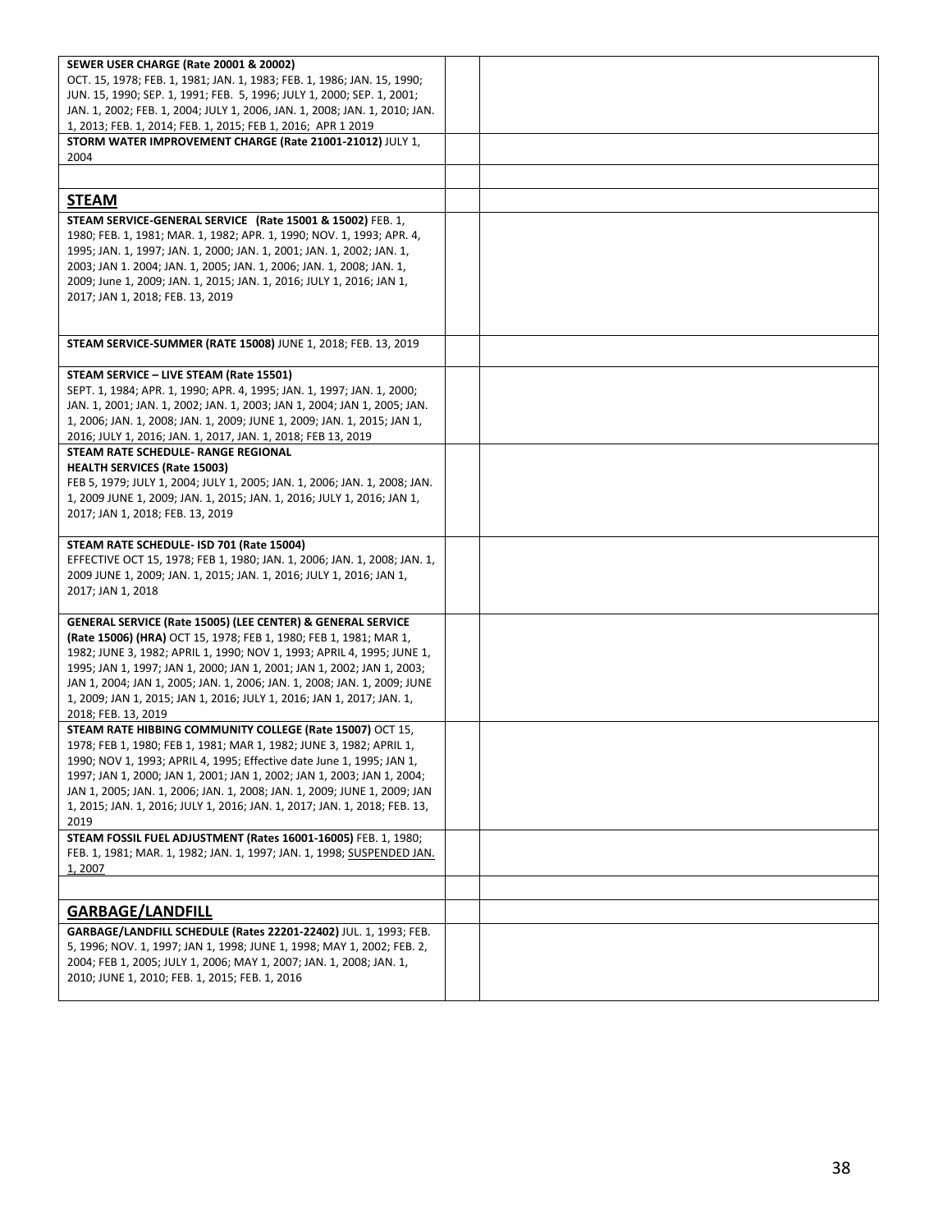| | | |
|---|---|---|
| **SEWER USER CHARGE (Rate 20001 & 20002)** OCT. 15, 1978; FEB. 1, 1981; JAN. 1, 1983; FEB. 1, 1986; JAN. 15, 1990; JUN. 15, 1990; SEP. 1, 1991; FEB. 5, 1996; JULY 1, 2000; SEP. 1, 2001; JAN. 1, 2002; FEB. 1, 2004; JULY 1, 2006, JAN. 1, 2008; JAN. 1, 2010; JAN. 1, 2013; FEB. 1, 2014; FEB. 1, 2015; FEB 1, 2016; APR 1 2019 | | |
| **STORM WATER IMPROVEMENT CHARGE (Rate 21001-21012)** JULY 1, 2004 | | |
| | | |
| **STEAM** | | |
| **STEAM SERVICE-GENERAL SERVICE (Rate 15001 & 15002)** FEB. 1, 1980; FEB. 1, 1981; MAR. 1, 1982; APR. 1, 1990; NOV. 1, 1993; APR. 4, 1995; JAN. 1, 1997; JAN. 1, 2000; JAN. 1, 2001; JAN. 1, 2002; JAN. 1, 2003; JAN 1. 2004; JAN. 1, 2005; JAN. 1, 2006; JAN. 1, 2008; JAN. 1, 2009; June 1, 2009; JAN. 1, 2015; JAN. 1, 2016; JULY 1, 2016; JAN 1, 2017; JAN 1, 2018; FEB. 13, 2019 | | |
| **STEAM SERVICE-SUMMER (RATE 15008)** JUNE 1, 2018; FEB. 13, 2019 | | |
| **STEAM SERVICE – LIVE STEAM (Rate 15501)** SEPT. 1, 1984; APR. 1, 1990; APR. 4, 1995; JAN. 1, 1997; JAN. 1, 2000; JAN. 1, 2001; JAN. 1, 2002; JAN. 1, 2003; JAN 1, 2004; JAN 1, 2005; JAN. 1, 2006; JAN. 1, 2008; JAN. 1, 2009; JUNE 1, 2009; JAN. 1, 2015; JAN 1, 2016; JULY 1, 2016; JAN. 1, 2017, JAN. 1, 2018; FEB 13, 2019 | | |
| **STEAM RATE SCHEDULE- RANGE REGIONAL HEALTH SERVICES (Rate 15003)** FEB 5, 1979; JULY 1, 2004; JULY 1, 2005; JAN. 1, 2006; JAN. 1, 2008; JAN. 1, 2009 JUNE 1, 2009; JAN. 1, 2015; JAN. 1, 2016; JULY 1, 2016; JAN 1, 2017; JAN 1, 2018; FEB. 13, 2019 | | |
| **STEAM RATE SCHEDULE- ISD 701 (Rate 15004)** EFFECTIVE OCT 15, 1978; FEB 1, 1980; JAN. 1, 2006; JAN. 1, 2008; JAN. 1, 2009 JUNE 1, 2009; JAN. 1, 2015; JAN. 1, 2016; JULY 1, 2016; JAN 1, 2017; JAN 1, 2018 | | |
| **GENERAL SERVICE (Rate 15005) (LEE CENTER) & GENERAL SERVICE (Rate 15006) (HRA)** OCT 15, 1978; FEB 1, 1980; FEB 1, 1981; MAR 1, 1982; JUNE 3, 1982; APRIL 1, 1990; NOV 1, 1993; APRIL 4, 1995; JUNE 1, 1995; JAN 1, 1997; JAN 1, 2000; JAN 1, 2001; JAN 1, 2002; JAN 1, 2003; JAN 1, 2004; JAN 1, 2005; JAN. 1, 2006; JAN. 1, 2008; JAN. 1, 2009; JUNE 1, 2009; JAN 1, 2015; JAN 1, 2016; JULY 1, 2016; JAN 1, 2017; JAN. 1, 2018; FEB. 13, 2019 | | |
| **STEAM RATE HIBBING COMMUNITY COLLEGE (Rate 15007)** OCT 15, 1978; FEB 1, 1980; FEB 1, 1981; MAR 1, 1982; JUNE 3, 1982; APRIL 1, 1990; NOV 1, 1993; APRIL 4, 1995; Effective date June 1, 1995; JAN 1, 1997; JAN 1, 2000; JAN 1, 2001; JAN 1, 2002; JAN 1, 2003; JAN 1, 2004; JAN 1, 2005; JAN. 1, 2006; JAN. 1, 2008; JAN. 1, 2009; JUNE 1, 2009; JAN 1, 2015; JAN. 1, 2016; JULY 1, 2016; JAN. 1, 2017; JAN. 1, 2018; FEB. 13, 2019 | | |
| **STEAM FOSSIL FUEL ADJUSTMENT (Rates 16001-16005)** FEB. 1, 1980; FEB. 1, 1981; MAR. 1, 1982; JAN. 1, 1997; JAN. 1, 1998; SUSPENDED JAN. 1, 2007 | | |
| | | |
| **GARBAGE/LANDFILL** | | |
| **GARBAGE/LANDFILL SCHEDULE (Rates 22201-22402)** JUL. 1, 1993; FEB. 5, 1996; NOV. 1, 1997; JAN 1, 1998; JUNE 1, 1998; MAY 1, 2002; FEB. 2, 2004; FEB 1, 2005; JULY 1, 2006; MAY 1, 2007; JAN. 1, 2008; JAN. 1, 2010; JUNE 1, 2010; FEB. 1, 2015; FEB. 1, 2016 | | |